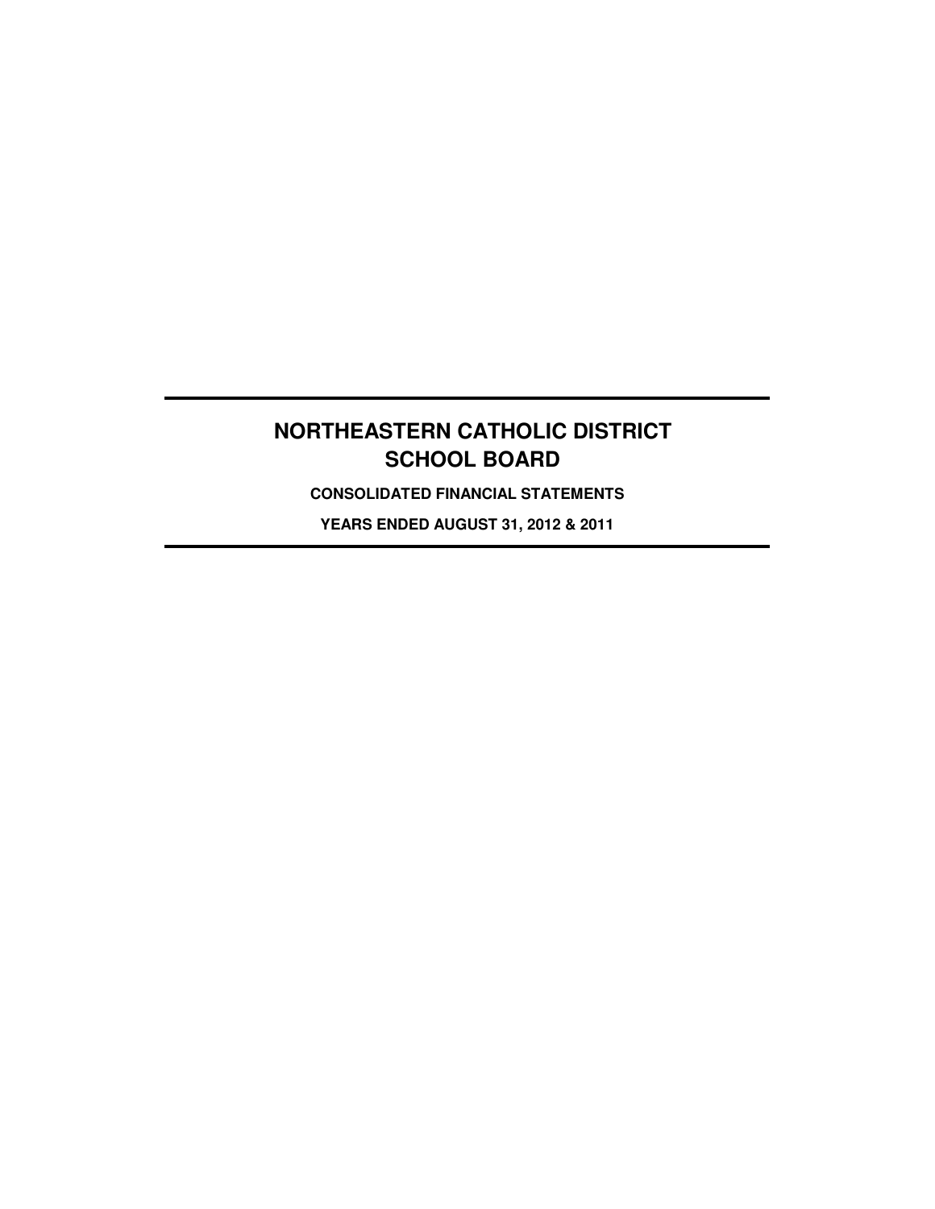# NORTHEASTERN CATHOLIC DISTRICT SCHOOL BOARD

**CONSOLIDATED FINANCIAL STATEMENTS**

**YEARS ENDED AUGUST 31, 2012 & 2011**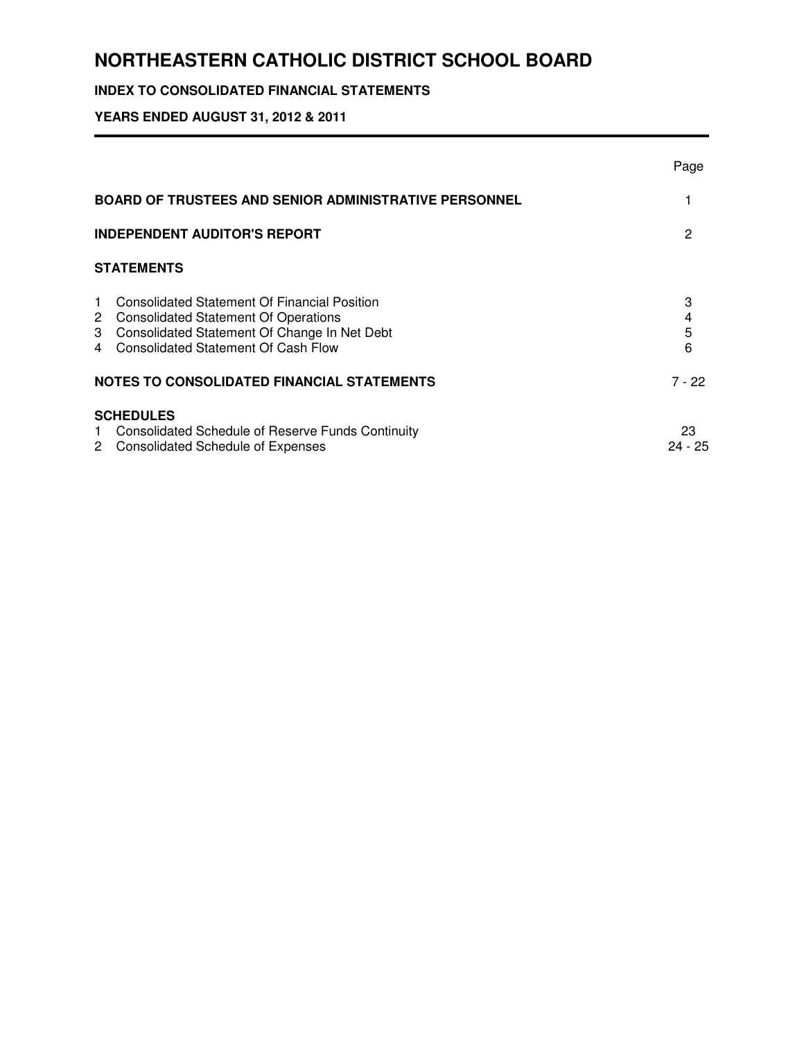# NORTHEASTERN CATHOLIC DISTRICT SCHOOL BOARD

## INDEX TO CONSOLIDATED FINANCIAL STATEMENTS

### YEARS ENDED AUGUST 31, 2012 & 2011

| | Page |
|---|---|
| **BOARD OF TRUSTEES AND SENIOR ADMINISTRATIVE PERSONNEL** | 1 |
| **INDEPENDENT AUDITOR'S REPORT** | 2 |
| **STATEMENTS** | |
| 1 Consolidated Statement Of Financial Position | 3 |
| 2 Consolidated Statement Of Operations | 4 |
| 3 Consolidated Statement Of Change In Net Debt | 5 |
| 4 Consolidated Statement Of Cash Flow | 6 |
| **NOTES TO CONSOLIDATED FINANCIAL STATEMENTS** | 7 - 22 |
| **SCHEDULES** | |
| 1 Consolidated Schedule of Reserve Funds Continuity | 23 |
| 2 Consolidated Schedule of Expenses | 24 - 25 |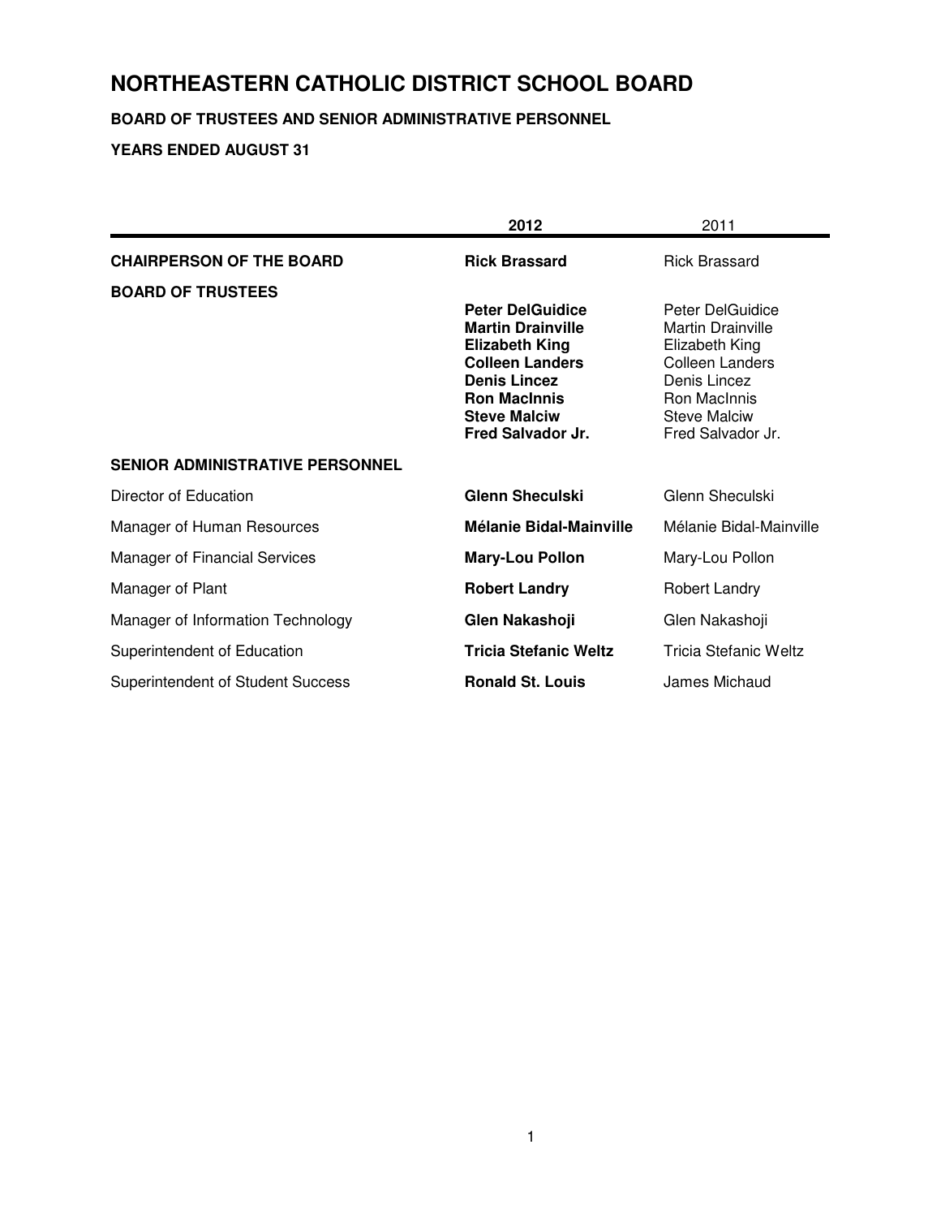# NORTHEASTERN CATHOLIC DISTRICT SCHOOL BOARD

**BOARD OF TRUSTEES AND SENIOR ADMINISTRATIVE PERSONNEL**

**YEARS ENDED AUGUST 31**

| | **2012** | 2011 |
|---|---|---|
| **CHAIRPERSON OF THE BOARD** | **Rick Brassard** | Rick Brassard |
| **BOARD OF TRUSTEES** | | |
| | **Peter DelGuidice** | Peter DelGuidice |
| | **Martin Drainville** | Martin Drainville |
| | **Elizabeth King** | Elizabeth King |
| | **Colleen Landers** | Colleen Landers |
| | **Denis Lincez** | Denis Lincez |
| | **Ron MacInnis** | Ron MacInnis |
| | **Steve Malciw** | Steve Malciw |
| | **Fred Salvador Jr.** | Fred Salvador Jr. |
| **SENIOR ADMINISTRATIVE PERSONNEL** | | |
| Director of Education | **Glenn Sheculski** | Glenn Sheculski |
| Manager of Human Resources | **Mélanie Bidal-Mainville** | Mélanie Bidal-Mainville |
| Manager of Financial Services | **Mary-Lou Pollon** | Mary-Lou Pollon |
| Manager of Plant | **Robert Landry** | Robert Landry |
| Manager of Information Technology | **Glen Nakashoji** | Glen Nakashoji |
| Superintendent of Education | **Tricia Stefanic Weltz** | Tricia Stefanic Weltz |
| Superintendent of Student Success | **Ronald St. Louis** | James Michaud |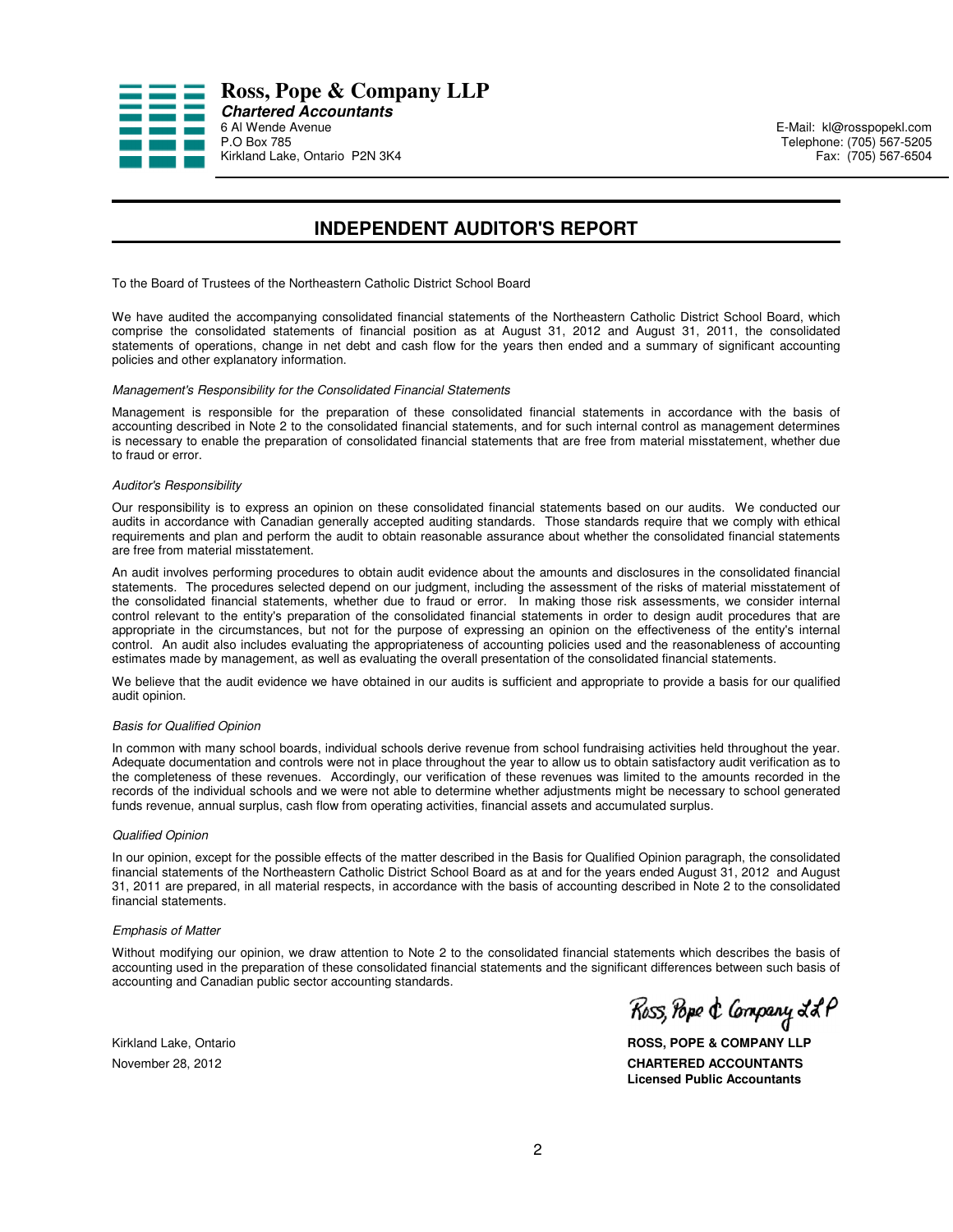**Ross, Pope & Company LLP**
***Chartered Accountants***
6 Al Wende Avenue
P.O Box 785
Kirkland Lake, Ontario P2N 3K4

E-Mail: kl@rosspopekl.com
Telephone: (705) 567-5205
Fax: (705) 567-6504

# INDEPENDENT AUDITOR'S REPORT

To the Board of Trustees of the Northeastern Catholic District School Board

We have audited the accompanying consolidated financial statements of the Northeastern Catholic District School Board, which comprise the consolidated statements of financial position as at August 31, 2012 and August 31, 2011, the consolidated statements of operations, change in net debt and cash flow for the years then ended and a summary of significant accounting policies and other explanatory information.

*Management's Responsibility for the Consolidated Financial Statements*

Management is responsible for the preparation of these consolidated financial statements in accordance with the basis of accounting described in Note 2 to the consolidated financial statements, and for such internal control as management determines is necessary to enable the preparation of consolidated financial statements that are free from material misstatement, whether due to fraud or error.

*Auditor's Responsibility*

Our responsibility is to express an opinion on these consolidated financial statements based on our audits. We conducted our audits in accordance with Canadian generally accepted auditing standards. Those standards require that we comply with ethical requirements and plan and perform the audit to obtain reasonable assurance about whether the consolidated financial statements are free from material misstatement.

An audit involves performing procedures to obtain audit evidence about the amounts and disclosures in the consolidated financial statements. The procedures selected depend on our judgment, including the assessment of the risks of material misstatement of the consolidated financial statements, whether due to fraud or error. In making those risk assessments, we consider internal control relevant to the entity's preparation of the consolidated financial statements in order to design audit procedures that are appropriate in the circumstances, but not for the purpose of expressing an opinion on the effectiveness of the entity's internal control. An audit also includes evaluating the appropriateness of accounting policies used and the reasonableness of accounting estimates made by management, as well as evaluating the overall presentation of the consolidated financial statements.

We believe that the audit evidence we have obtained in our audits is sufficient and appropriate to provide a basis for our qualified audit opinion.

*Basis for Qualified Opinion*

In common with many school boards, individual schools derive revenue from school fundraising activities held throughout the year. Adequate documentation and controls were not in place throughout the year to allow us to obtain satisfactory audit verification as to the completeness of these revenues. Accordingly, our verification of these revenues was limited to the amounts recorded in the records of the individual schools and we were not able to determine whether adjustments might be necessary to school generated funds revenue, annual surplus, cash flow from operating activities, financial assets and accumulated surplus.

*Qualified Opinion*

In our opinion, except for the possible effects of the matter described in the Basis for Qualified Opinion paragraph, the consolidated financial statements of the Northeastern Catholic District School Board as at and for the years ended August 31, 2012 and August 31, 2011 are prepared, in all material respects, in accordance with the basis of accounting described in Note 2 to the consolidated financial statements.

*Emphasis of Matter*

Without modifying our opinion, we draw attention to Note 2 to the consolidated financial statements which describes the basis of accounting used in the preparation of these consolidated financial statements and the significant differences between such basis of accounting and Canadian public sector accounting standards.

Ross, Pope & Company LLP

Kirkland Lake, Ontario
November 28, 2012

**ROSS, POPE & COMPANY LLP**
**CHARTERED ACCOUNTANTS**
**Licensed Public Accountants**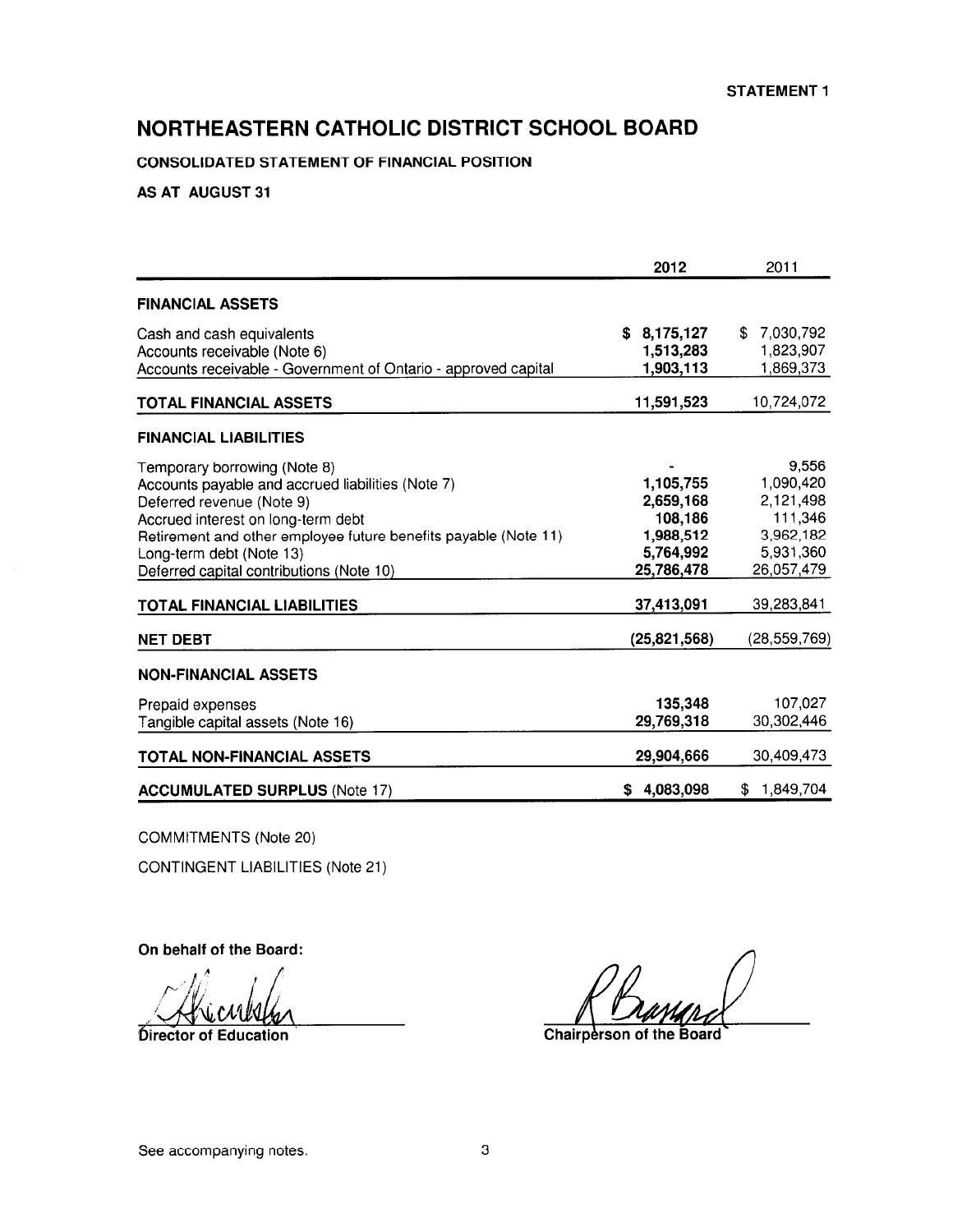STATEMENT 1

# NORTHEASTERN CATHOLIC DISTRICT SCHOOL BOARD

**CONSOLIDATED STATEMENT OF FINANCIAL POSITION**

**AS AT AUGUST 31**

| | 2012 | 2011 |
|---|---|---|
| **FINANCIAL ASSETS** | | |
| Cash and cash equivalents | **$ 8,175,127** | $ 7,030,792 |
| Accounts receivable (Note 6) | **1,513,283** | 1,823,907 |
| Accounts receivable - Government of Ontario - approved capital | **1,903,113** | 1,869,373 |
| **TOTAL FINANCIAL ASSETS** | **11,591,523** | 10,724,072 |
| **FINANCIAL LIABILITIES** | | |
| Temporary borrowing (Note 8) | **-** | 9,556 |
| Accounts payable and accrued liabilities (Note 7) | **1,105,755** | 1,090,420 |
| Deferred revenue (Note 9) | **2,659,168** | 2,121,498 |
| Accrued interest on long-term debt | **108,186** | 111,346 |
| Retirement and other employee future benefits payable (Note 11) | **1,988,512** | 3,962,182 |
| Long-term debt (Note 13) | **5,764,992** | 5,931,360 |
| Deferred capital contributions (Note 10) | **25,786,478** | 26,057,479 |
| **TOTAL FINANCIAL LIABILITIES** | **37,413,091** | 39,283,841 |
| **NET DEBT** | **(25,821,568)** | (28,559,769) |
| **NON-FINANCIAL ASSETS** | | |
| Prepaid expenses | **135,348** | 107,027 |
| Tangible capital assets (Note 16) | **29,769,318** | 30,302,446 |
| **TOTAL NON-FINANCIAL ASSETS** | **29,904,666** | 30,409,473 |
| **ACCUMULATED SURPLUS** (Note 17) | **$ 4,083,098** | $ 1,849,704 |

COMMITMENTS (Note 20)

CONTINGENT LIABILITIES (Note 21)

**On behalf of the Board:**

**Director of Education**

**Chairperson of the Board**

See accompanying notes.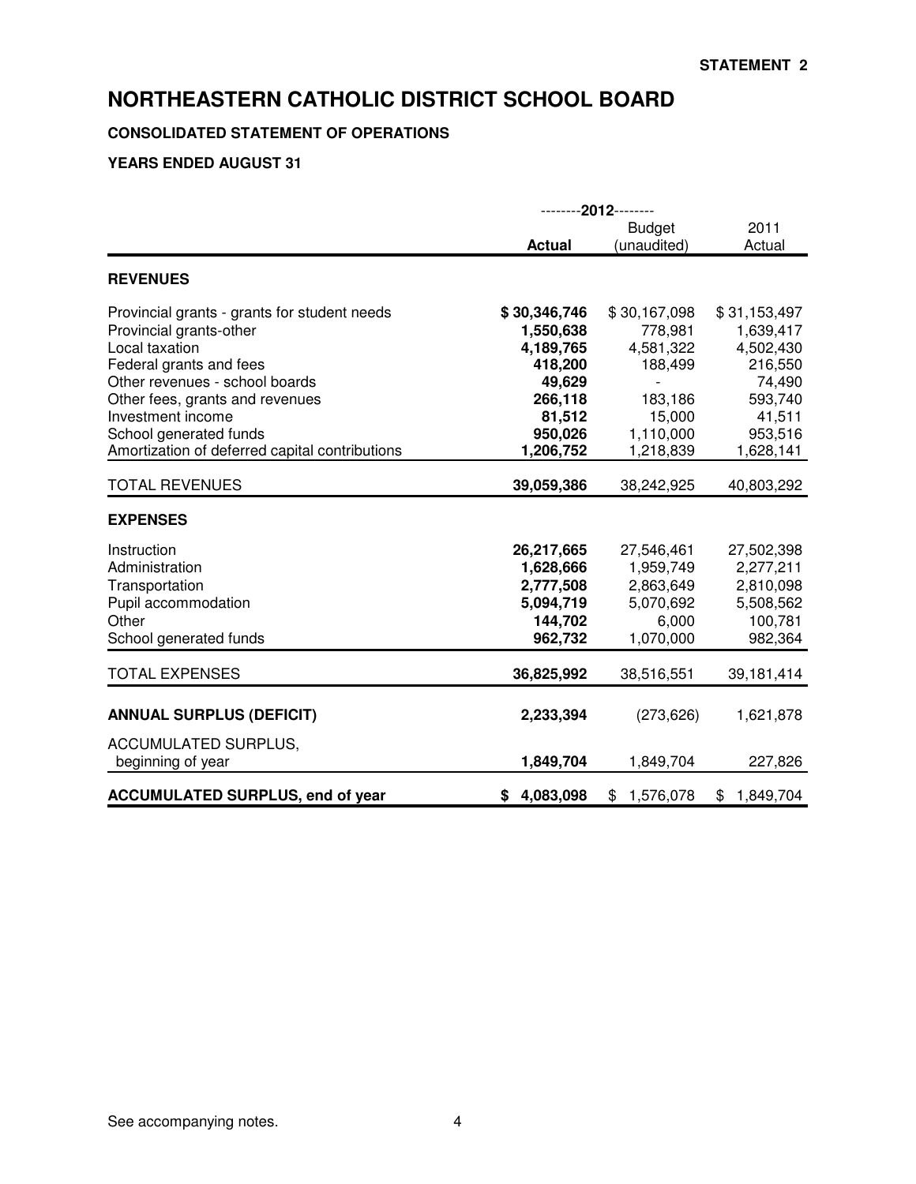**STATEMENT 2**

# NORTHEASTERN CATHOLIC DISTRICT SCHOOL BOARD

**CONSOLIDATED STATEMENT OF OPERATIONS**

**YEARS ENDED AUGUST 31**

| | --------**2012**-------- | | |
|---|---|---|---|
| | **Actual** | Budget (unaudited) | 2011 Actual |
| **REVENUES** | | | |
| Provincial grants - grants for student needs | **$ 30,346,746** | $ 30,167,098 | $ 31,153,497 |
| Provincial grants-other | **1,550,638** | 778,981 | 1,639,417 |
| Local taxation | **4,189,765** | 4,581,322 | 4,502,430 |
| Federal grants and fees | **418,200** | 188,499 | 216,550 |
| Other revenues - school boards | **49,629** | - | 74,490 |
| Other fees, grants and revenues | **266,118** | 183,186 | 593,740 |
| Investment income | **81,512** | 15,000 | 41,511 |
| School generated funds | **950,026** | 1,110,000 | 953,516 |
| Amortization of deferred capital contributions | **1,206,752** | 1,218,839 | 1,628,141 |
| TOTAL REVENUES | **39,059,386** | 38,242,925 | 40,803,292 |
| **EXPENSES** | | | |
| Instruction | **26,217,665** | 27,546,461 | 27,502,398 |
| Administration | **1,628,666** | 1,959,749 | 2,277,211 |
| Transportation | **2,777,508** | 2,863,649 | 2,810,098 |
| Pupil accommodation | **5,094,719** | 5,070,692 | 5,508,562 |
| Other | **144,702** | 6,000 | 100,781 |
| School generated funds | **962,732** | 1,070,000 | 982,364 |
| TOTAL EXPENSES | **36,825,992** | 38,516,551 | 39,181,414 |
| **ANNUAL SURPLUS (DEFICIT)** | **2,233,394** | (273,626) | 1,621,878 |
| ACCUMULATED SURPLUS, beginning of year | **1,849,704** | 1,849,704 | 227,826 |
| **ACCUMULATED SURPLUS, end of year** | **$ 4,083,098** | $ 1,576,078 | $ 1,849,704 |

See accompanying notes.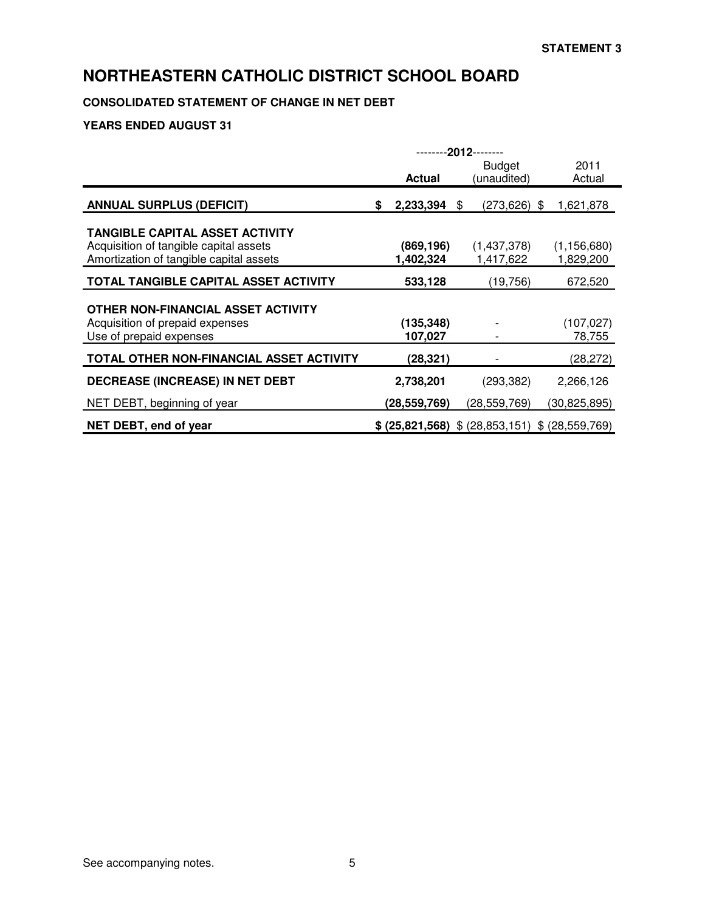STATEMENT 3

# NORTHEASTERN CATHOLIC DISTRICT SCHOOL BOARD

### CONSOLIDATED STATEMENT OF CHANGE IN NET DEBT

### YEARS ENDED AUGUST 31

| | --------**2012**-------- | | |
|---|---|---|---|
| | **Actual** | Budget (unaudited) | 2011 Actual |
| **ANNUAL SURPLUS (DEFICIT)** | **$ 2,233,394** | $ (273,626) | $ 1,621,878 |
| **TANGIBLE CAPITAL ASSET ACTIVITY** | | | |
| Acquisition of tangible capital assets | **(869,196)** | (1,437,378) | (1,156,680) |
| Amortization of tangible capital assets | **1,402,324** | 1,417,622 | 1,829,200 |
| **TOTAL TANGIBLE CAPITAL ASSET ACTIVITY** | **533,128** | (19,756) | 672,520 |
| **OTHER NON-FINANCIAL ASSET ACTIVITY** | | | |
| Acquisition of prepaid expenses | **(135,348)** | - | (107,027) |
| Use of prepaid expenses | **107,027** | - | 78,755 |
| **TOTAL OTHER NON-FINANCIAL ASSET ACTIVITY** | **(28,321)** | - | (28,272) |
| **DECREASE (INCREASE) IN NET DEBT** | **2,738,201** | (293,382) | 2,266,126 |
| NET DEBT, beginning of year | **(28,559,769)** | (28,559,769) | (30,825,895) |
| **NET DEBT, end of year** | **$ (25,821,568)** | $ (28,853,151) | $ (28,559,769) |

See accompanying notes.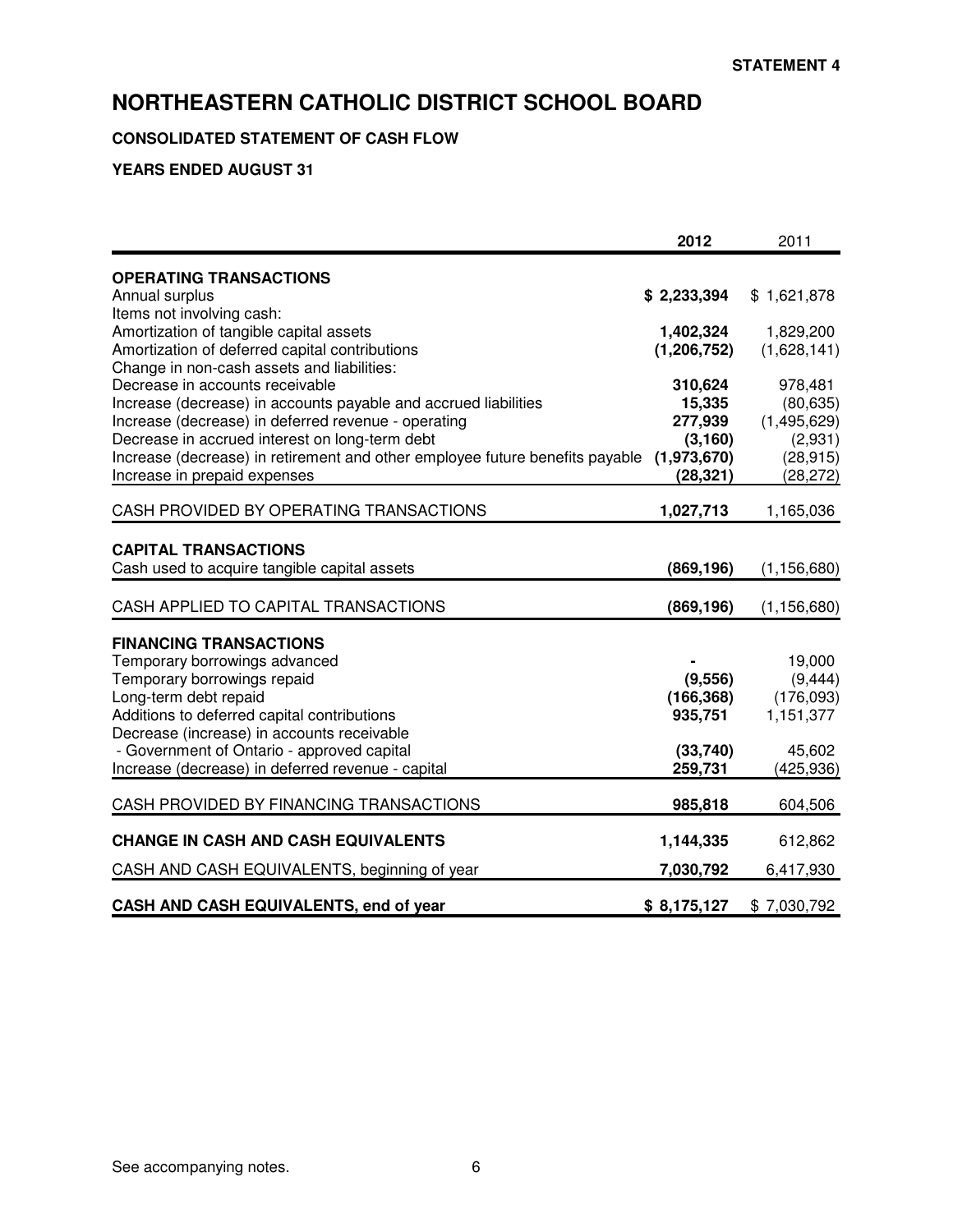STATEMENT 4

# NORTHEASTERN CATHOLIC DISTRICT SCHOOL BOARD

**CONSOLIDATED STATEMENT OF CASH FLOW**

**YEARS ENDED AUGUST 31**

| | **2012** | 2011 |
|---|---|---|
| **OPERATING TRANSACTIONS** | | |
| Annual surplus | **$ 2,233,394** | $ 1,621,878 |
| Items not involving cash: | | |
| Amortization of tangible capital assets | **1,402,324** | 1,829,200 |
| Amortization of deferred capital contributions | **(1,206,752)** | (1,628,141) |
| Change in non-cash assets and liabilities: | | |
| Decrease in accounts receivable | **310,624** | 978,481 |
| Increase (decrease) in accounts payable and accrued liabilities | **15,335** | (80,635) |
| Increase (decrease) in deferred revenue - operating | **277,939** | (1,495,629) |
| Decrease in accrued interest on long-term debt | **(3,160)** | (2,931) |
| Increase (decrease) in retirement and other employee future benefits payable | **(1,973,670)** | (28,915) |
| Increase in prepaid expenses | **(28,321)** | (28,272) |
| CASH PROVIDED BY OPERATING TRANSACTIONS | **1,027,713** | 1,165,036 |
| **CAPITAL TRANSACTIONS** | | |
| Cash used to acquire tangible capital assets | **(869,196)** | (1,156,680) |
| CASH APPLIED TO CAPITAL TRANSACTIONS | **(869,196)** | (1,156,680) |
| **FINANCING TRANSACTIONS** | | |
| Temporary borrowings advanced | **-** | 19,000 |
| Temporary borrowings repaid | **(9,556)** | (9,444) |
| Long-term debt repaid | **(166,368)** | (176,093) |
| Additions to deferred capital contributions | **935,751** | 1,151,377 |
| Decrease (increase) in accounts receivable | | |
| - Government of Ontario - approved capital | **(33,740)** | 45,602 |
| Increase (decrease) in deferred revenue - capital | **259,731** | (425,936) |
| CASH PROVIDED BY FINANCING TRANSACTIONS | **985,818** | 604,506 |
| **CHANGE IN CASH AND CASH EQUIVALENTS** | **1,144,335** | 612,862 |
| CASH AND CASH EQUIVALENTS, beginning of year | **7,030,792** | 6,417,930 |
| **CASH AND CASH EQUIVALENTS, end of year** | **$ 8,175,127** | $ 7,030,792 |

See accompanying notes.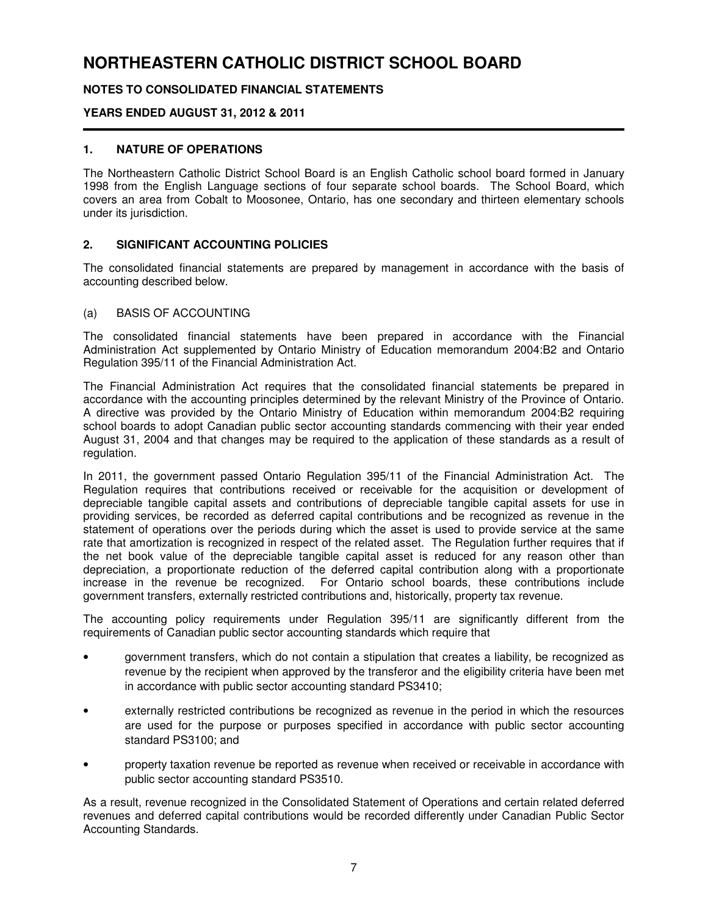# NORTHEASTERN CATHOLIC DISTRICT SCHOOL BOARD

**NOTES TO CONSOLIDATED FINANCIAL STATEMENTS**

**YEARS ENDED AUGUST 31, 2012 & 2011**

## 1. NATURE OF OPERATIONS

The Northeastern Catholic District School Board is an English Catholic school board formed in January 1998 from the English Language sections of four separate school boards. The School Board, which covers an area from Cobalt to Moosonee, Ontario, has one secondary and thirteen elementary schools under its jurisdiction.

## 2. SIGNIFICANT ACCOUNTING POLICIES

The consolidated financial statements are prepared by management in accordance with the basis of accounting described below.

### (a) BASIS OF ACCOUNTING

The consolidated financial statements have been prepared in accordance with the Financial Administration Act supplemented by Ontario Ministry of Education memorandum 2004:B2 and Ontario Regulation 395/11 of the Financial Administration Act.

The Financial Administration Act requires that the consolidated financial statements be prepared in accordance with the accounting principles determined by the relevant Ministry of the Province of Ontario. A directive was provided by the Ontario Ministry of Education within memorandum 2004:B2 requiring school boards to adopt Canadian public sector accounting standards commencing with their year ended August 31, 2004 and that changes may be required to the application of these standards as a result of regulation.

In 2011, the government passed Ontario Regulation 395/11 of the Financial Administration Act. The Regulation requires that contributions received or receivable for the acquisition or development of depreciable tangible capital assets and contributions of depreciable tangible capital assets for use in providing services, be recorded as deferred capital contributions and be recognized as revenue in the statement of operations over the periods during which the asset is used to provide service at the same rate that amortization is recognized in respect of the related asset. The Regulation further requires that if the net book value of the depreciable tangible capital asset is reduced for any reason other than depreciation, a proportionate reduction of the deferred capital contribution along with a proportionate increase in the revenue be recognized. For Ontario school boards, these contributions include government transfers, externally restricted contributions and, historically, property tax revenue.

The accounting policy requirements under Regulation 395/11 are significantly different from the requirements of Canadian public sector accounting standards which require that

- government transfers, which do not contain a stipulation that creates a liability, be recognized as revenue by the recipient when approved by the transferor and the eligibility criteria have been met in accordance with public sector accounting standard PS3410;
- externally restricted contributions be recognized as revenue in the period in which the resources are used for the purpose or purposes specified in accordance with public sector accounting standard PS3100; and
- property taxation revenue be reported as revenue when received or receivable in accordance with public sector accounting standard PS3510.

As a result, revenue recognized in the Consolidated Statement of Operations and certain related deferred revenues and deferred capital contributions would be recorded differently under Canadian Public Sector Accounting Standards.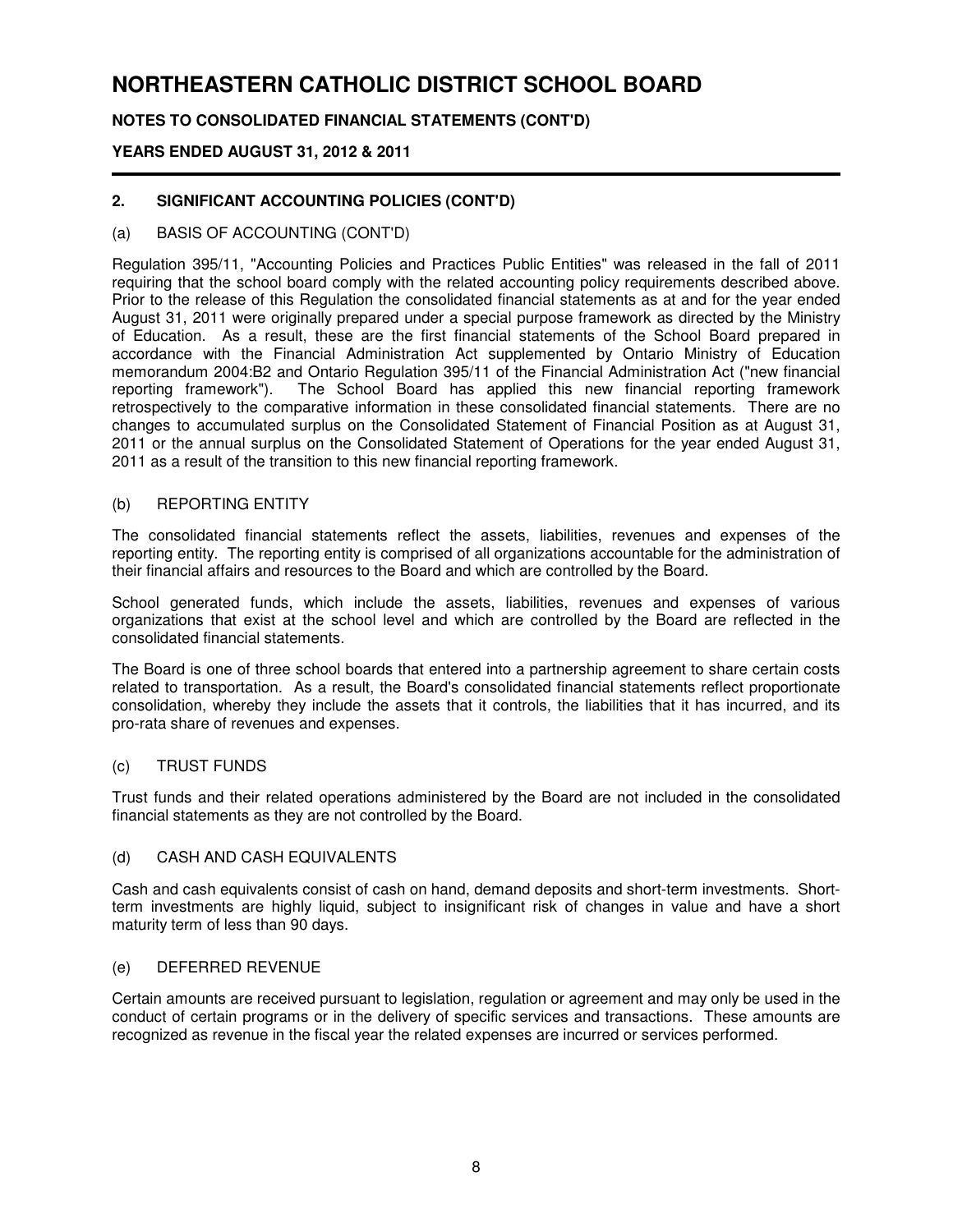# NORTHEASTERN CATHOLIC DISTRICT SCHOOL BOARD

**NOTES TO CONSOLIDATED FINANCIAL STATEMENTS (CONT'D)**

**YEARS ENDED AUGUST 31, 2012 & 2011**

## 2. SIGNIFICANT ACCOUNTING POLICIES (CONT'D)

### (a) BASIS OF ACCOUNTING (CONT'D)

Regulation 395/11, "Accounting Policies and Practices Public Entities" was released in the fall of 2011 requiring that the school board comply with the related accounting policy requirements described above. Prior to the release of this Regulation the consolidated financial statements as at and for the year ended August 31, 2011 were originally prepared under a special purpose framework as directed by the Ministry of Education. As a result, these are the first financial statements of the School Board prepared in accordance with the Financial Administration Act supplemented by Ontario Ministry of Education memorandum 2004:B2 and Ontario Regulation 395/11 of the Financial Administration Act ("new financial reporting framework"). The School Board has applied this new financial reporting framework retrospectively to the comparative information in these consolidated financial statements. There are no changes to accumulated surplus on the Consolidated Statement of Financial Position as at August 31, 2011 or the annual surplus on the Consolidated Statement of Operations for the year ended August 31, 2011 as a result of the transition to this new financial reporting framework.

### (b) REPORTING ENTITY

The consolidated financial statements reflect the assets, liabilities, revenues and expenses of the reporting entity. The reporting entity is comprised of all organizations accountable for the administration of their financial affairs and resources to the Board and which are controlled by the Board.

School generated funds, which include the assets, liabilities, revenues and expenses of various organizations that exist at the school level and which are controlled by the Board are reflected in the consolidated financial statements.

The Board is one of three school boards that entered into a partnership agreement to share certain costs related to transportation. As a result, the Board's consolidated financial statements reflect proportionate consolidation, whereby they include the assets that it controls, the liabilities that it has incurred, and its pro-rata share of revenues and expenses.

### (c) TRUST FUNDS

Trust funds and their related operations administered by the Board are not included in the consolidated financial statements as they are not controlled by the Board.

### (d) CASH AND CASH EQUIVALENTS

Cash and cash equivalents consist of cash on hand, demand deposits and short-term investments. Short-term investments are highly liquid, subject to insignificant risk of changes in value and have a short maturity term of less than 90 days.

### (e) DEFERRED REVENUE

Certain amounts are received pursuant to legislation, regulation or agreement and may only be used in the conduct of certain programs or in the delivery of specific services and transactions. These amounts are recognized as revenue in the fiscal year the related expenses are incurred or services performed.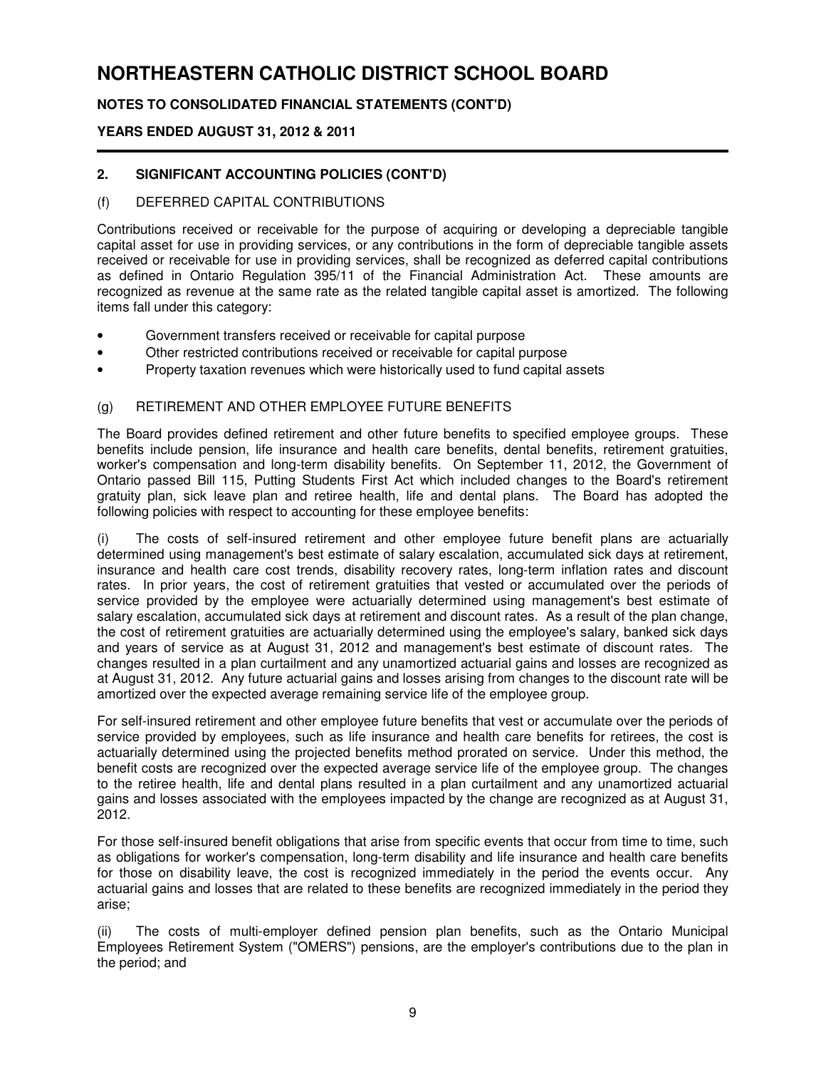# NORTHEASTERN CATHOLIC DISTRICT SCHOOL BOARD

**NOTES TO CONSOLIDATED FINANCIAL STATEMENTS (CONT'D)**

**YEARS ENDED AUGUST 31, 2012 & 2011**

## 2. SIGNIFICANT ACCOUNTING POLICIES (CONT'D)

### (f) DEFERRED CAPITAL CONTRIBUTIONS

Contributions received or receivable for the purpose of acquiring or developing a depreciable tangible capital asset for use in providing services, or any contributions in the form of depreciable tangible assets received or receivable for use in providing services, shall be recognized as deferred capital contributions as defined in Ontario Regulation 395/11 of the Financial Administration Act. These amounts are recognized as revenue at the same rate as the related tangible capital asset is amortized. The following items fall under this category:

- Government transfers received or receivable for capital purpose
- Other restricted contributions received or receivable for capital purpose
- Property taxation revenues which were historically used to fund capital assets

### (g) RETIREMENT AND OTHER EMPLOYEE FUTURE BENEFITS

The Board provides defined retirement and other future benefits to specified employee groups. These benefits include pension, life insurance and health care benefits, dental benefits, retirement gratuities, worker's compensation and long-term disability benefits. On September 11, 2012, the Government of Ontario passed Bill 115, Putting Students First Act which included changes to the Board's retirement gratuity plan, sick leave plan and retiree health, life and dental plans. The Board has adopted the following policies with respect to accounting for these employee benefits:

(i) The costs of self-insured retirement and other employee future benefit plans are actuarially determined using management's best estimate of salary escalation, accumulated sick days at retirement, insurance and health care cost trends, disability recovery rates, long-term inflation rates and discount rates. In prior years, the cost of retirement gratuities that vested or accumulated over the periods of service provided by the employee were actuarially determined using management's best estimate of salary escalation, accumulated sick days at retirement and discount rates. As a result of the plan change, the cost of retirement gratuities are actuarially determined using the employee's salary, banked sick days and years of service as at August 31, 2012 and management's best estimate of discount rates. The changes resulted in a plan curtailment and any unamortized actuarial gains and losses are recognized as at August 31, 2012. Any future actuarial gains and losses arising from changes to the discount rate will be amortized over the expected average remaining service life of the employee group.

For self-insured retirement and other employee future benefits that vest or accumulate over the periods of service provided by employees, such as life insurance and health care benefits for retirees, the cost is actuarially determined using the projected benefits method prorated on service. Under this method, the benefit costs are recognized over the expected average service life of the employee group. The changes to the retiree health, life and dental plans resulted in a plan curtailment and any unamortized actuarial gains and losses associated with the employees impacted by the change are recognized as at August 31, 2012.

For those self-insured benefit obligations that arise from specific events that occur from time to time, such as obligations for worker's compensation, long-term disability and life insurance and health care benefits for those on disability leave, the cost is recognized immediately in the period the events occur. Any actuarial gains and losses that are related to these benefits are recognized immediately in the period they arise;

(ii) The costs of multi-employer defined pension plan benefits, such as the Ontario Municipal Employees Retirement System ("OMERS") pensions, are the employer's contributions due to the plan in the period; and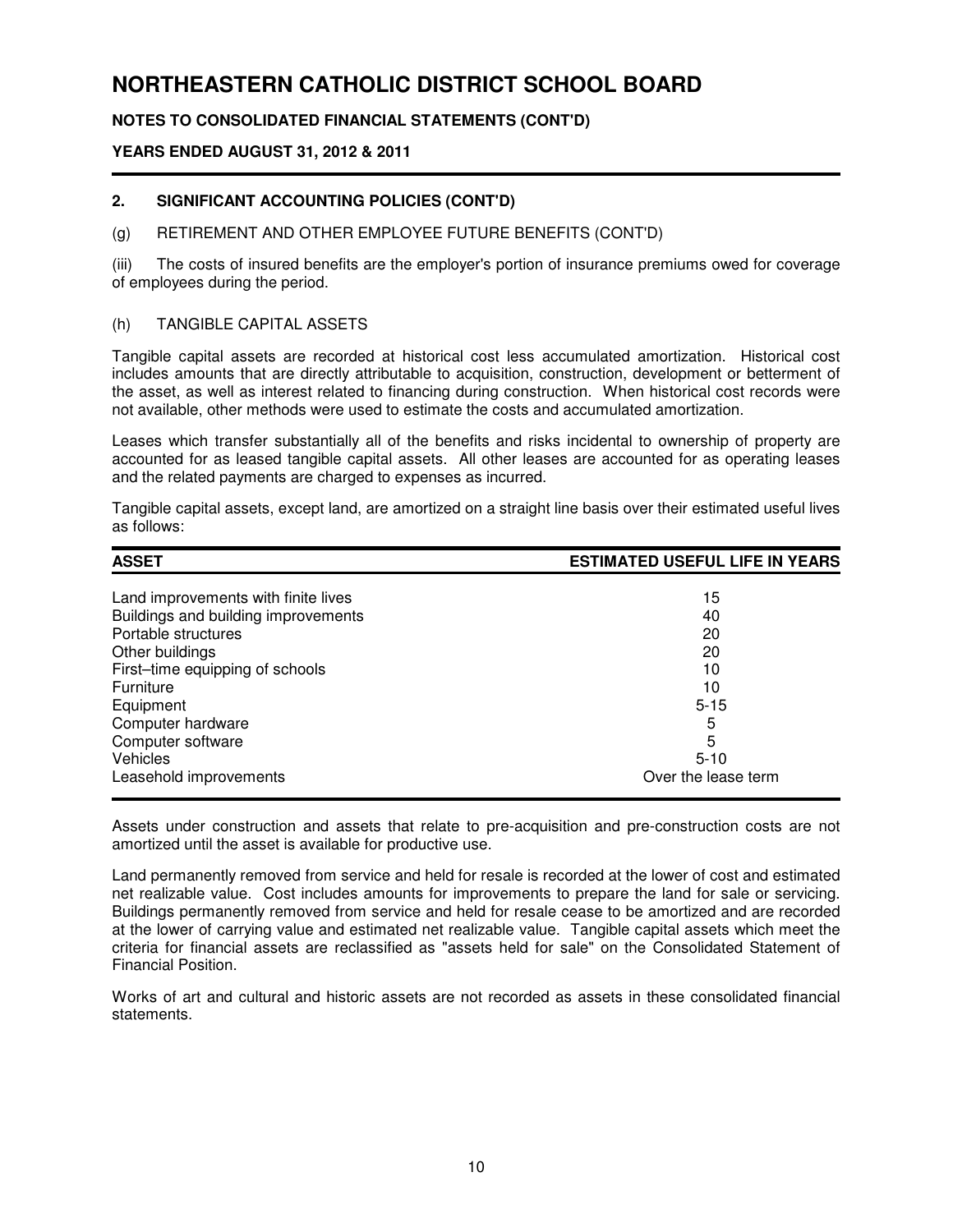# NORTHEASTERN CATHOLIC DISTRICT SCHOOL BOARD

**NOTES TO CONSOLIDATED FINANCIAL STATEMENTS (CONT'D)**

**YEARS ENDED AUGUST 31, 2012 & 2011**

## 2. SIGNIFICANT ACCOUNTING POLICIES (CONT'D)

(g) RETIREMENT AND OTHER EMPLOYEE FUTURE BENEFITS (CONT'D)

(iii) The costs of insured benefits are the employer's portion of insurance premiums owed for coverage of employees during the period.

(h) TANGIBLE CAPITAL ASSETS

Tangible capital assets are recorded at historical cost less accumulated amortization. Historical cost includes amounts that are directly attributable to acquisition, construction, development or betterment of the asset, as well as interest related to financing during construction. When historical cost records were not available, other methods were used to estimate the costs and accumulated amortization.

Leases which transfer substantially all of the benefits and risks incidental to ownership of property are accounted for as leased tangible capital assets. All other leases are accounted for as operating leases and the related payments are charged to expenses as incurred.

Tangible capital assets, except land, are amortized on a straight line basis over their estimated useful lives as follows:

| ASSET | ESTIMATED USEFUL LIFE IN YEARS |
|---|---|
| Land improvements with finite lives | 15 |
| Buildings and building improvements | 40 |
| Portable structures | 20 |
| Other buildings | 20 |
| First–time equipping of schools | 10 |
| Furniture | 10 |
| Equipment | 5-15 |
| Computer hardware | 5 |
| Computer software | 5 |
| Vehicles | 5-10 |
| Leasehold improvements | Over the lease term |

Assets under construction and assets that relate to pre-acquisition and pre-construction costs are not amortized until the asset is available for productive use.

Land permanently removed from service and held for resale is recorded at the lower of cost and estimated net realizable value. Cost includes amounts for improvements to prepare the land for sale or servicing. Buildings permanently removed from service and held for resale cease to be amortized and are recorded at the lower of carrying value and estimated net realizable value. Tangible capital assets which meet the criteria for financial assets are reclassified as "assets held for sale" on the Consolidated Statement of Financial Position.

Works of art and cultural and historic assets are not recorded as assets in these consolidated financial statements.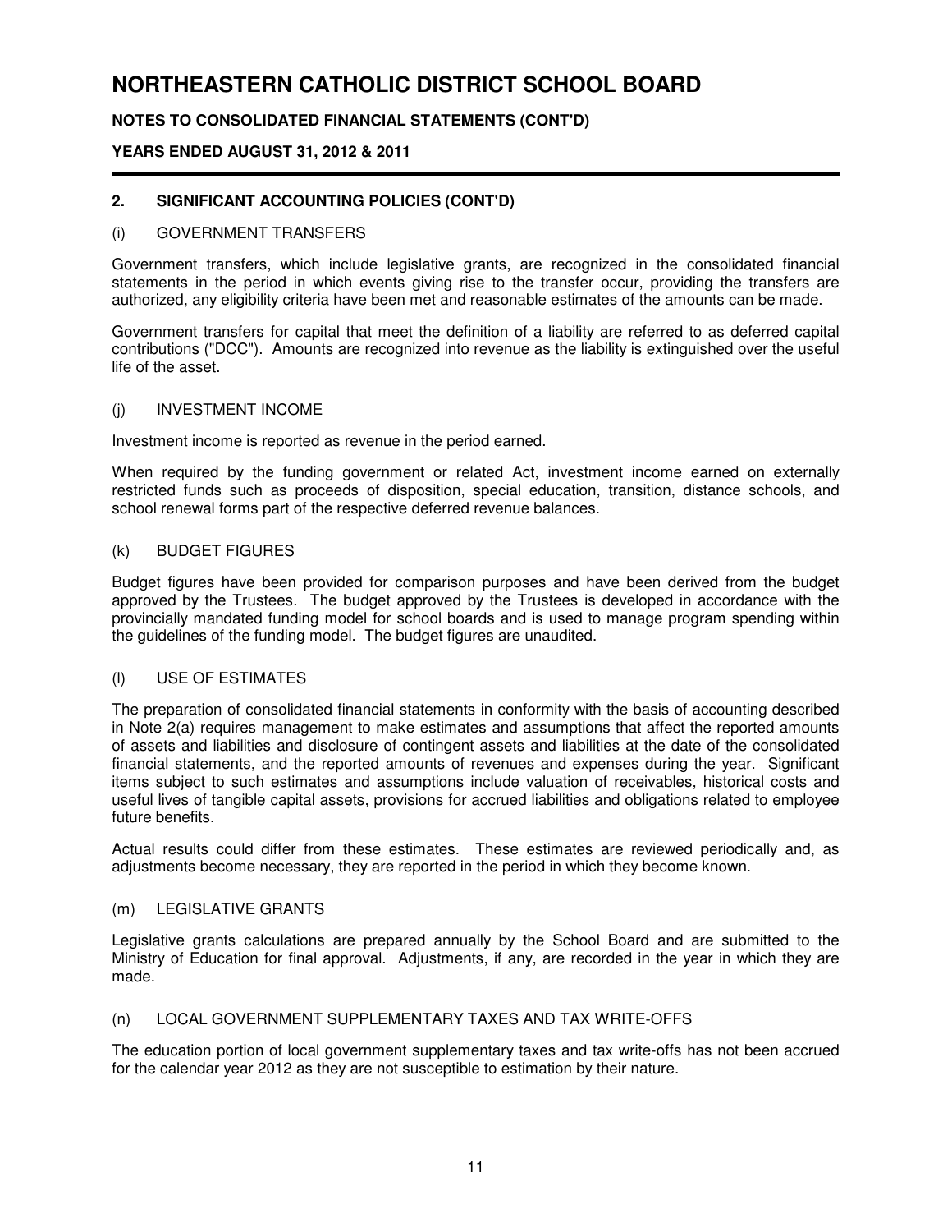## 2. SIGNIFICANT ACCOUNTING POLICIES (CONT'D)

### (i) GOVERNMENT TRANSFERS

Government transfers, which include legislative grants, are recognized in the consolidated financial statements in the period in which events giving rise to the transfer occur, providing the transfers are authorized, any eligibility criteria have been met and reasonable estimates of the amounts can be made.

Government transfers for capital that meet the definition of a liability are referred to as deferred capital contributions ("DCC"). Amounts are recognized into revenue as the liability is extinguished over the useful life of the asset.

### (j) INVESTMENT INCOME

Investment income is reported as revenue in the period earned.

When required by the funding government or related Act, investment income earned on externally restricted funds such as proceeds of disposition, special education, transition, distance schools, and school renewal forms part of the respective deferred revenue balances.

### (k) BUDGET FIGURES

Budget figures have been provided for comparison purposes and have been derived from the budget approved by the Trustees. The budget approved by the Trustees is developed in accordance with the provincially mandated funding model for school boards and is used to manage program spending within the guidelines of the funding model. The budget figures are unaudited.

### (l) USE OF ESTIMATES

The preparation of consolidated financial statements in conformity with the basis of accounting described in Note 2(a) requires management to make estimates and assumptions that affect the reported amounts of assets and liabilities and disclosure of contingent assets and liabilities at the date of the consolidated financial statements, and the reported amounts of revenues and expenses during the year. Significant items subject to such estimates and assumptions include valuation of receivables, historical costs and useful lives of tangible capital assets, provisions for accrued liabilities and obligations related to employee future benefits.

Actual results could differ from these estimates. These estimates are reviewed periodically and, as adjustments become necessary, they are reported in the period in which they become known.

### (m) LEGISLATIVE GRANTS

Legislative grants calculations are prepared annually by the School Board and are submitted to the Ministry of Education for final approval. Adjustments, if any, are recorded in the year in which they are made.

### (n) LOCAL GOVERNMENT SUPPLEMENTARY TAXES AND TAX WRITE-OFFS

The education portion of local government supplementary taxes and tax write-offs has not been accrued for the calendar year 2012 as they are not susceptible to estimation by their nature.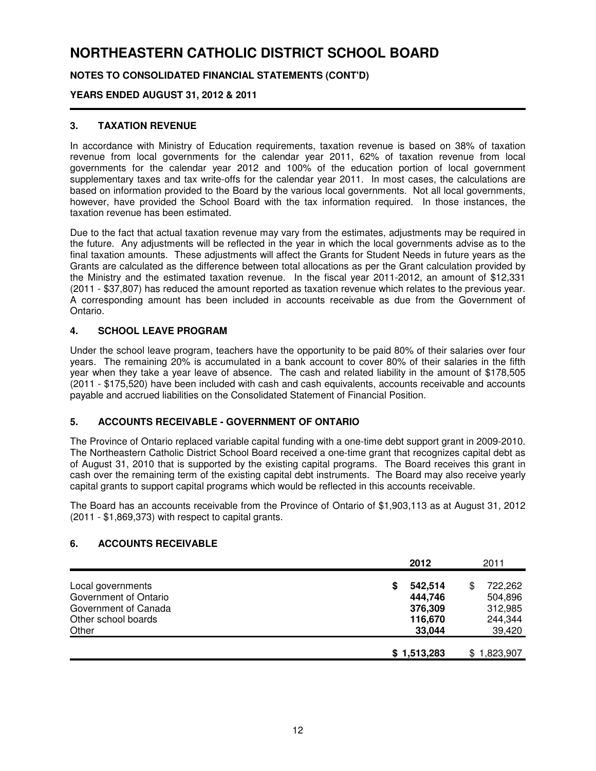# NORTHEASTERN CATHOLIC DISTRICT SCHOOL BOARD

**NOTES TO CONSOLIDATED FINANCIAL STATEMENTS (CONT'D)**

**YEARS ENDED AUGUST 31, 2012 & 2011**

## 3. TAXATION REVENUE

In accordance with Ministry of Education requirements, taxation revenue is based on 38% of taxation revenue from local governments for the calendar year 2011, 62% of taxation revenue from local governments for the calendar year 2012 and 100% of the education portion of local government supplementary taxes and tax write-offs for the calendar year 2011. In most cases, the calculations are based on information provided to the Board by the various local governments. Not all local governments, however, have provided the School Board with the tax information required. In those instances, the taxation revenue has been estimated.

Due to the fact that actual taxation revenue may vary from the estimates, adjustments may be required in the future. Any adjustments will be reflected in the year in which the local governments advise as to the final taxation amounts. These adjustments will affect the Grants for Student Needs in future years as the Grants are calculated as the difference between total allocations as per the Grant calculation provided by the Ministry and the estimated taxation revenue. In the fiscal year 2011-2012, an amount of $12,331 (2011 - $37,807) has reduced the amount reported as taxation revenue which relates to the previous year. A corresponding amount has been included in accounts receivable as due from the Government of Ontario.

## 4. SCHOOL LEAVE PROGRAM

Under the school leave program, teachers have the opportunity to be paid 80% of their salaries over four years. The remaining 20% is accumulated in a bank account to cover 80% of their salaries in the fifth year when they take a year leave of absence. The cash and related liability in the amount of $178,505 (2011 - $175,520) have been included with cash and cash equivalents, accounts receivable and accounts payable and accrued liabilities on the Consolidated Statement of Financial Position.

## 5. ACCOUNTS RECEIVABLE - GOVERNMENT OF ONTARIO

The Province of Ontario replaced variable capital funding with a one-time debt support grant in 2009-2010. The Northeastern Catholic District School Board received a one-time grant that recognizes capital debt as of August 31, 2010 that is supported by the existing capital programs. The Board receives this grant in cash over the remaining term of the existing capital debt instruments. The Board may also receive yearly capital grants to support capital programs which would be reflected in this accounts receivable.

The Board has an accounts receivable from the Province of Ontario of $1,903,113 as at August 31, 2012 (2011 - $1,869,373) with respect to capital grants.

## 6. ACCOUNTS RECEIVABLE

| | **2012** | 2011 |
|---|---|---|
| Local governments | **$ 542,514** | $ 722,262 |
| Government of Ontario | **444,746** | 504,896 |
| Government of Canada | **376,309** | 312,985 |
| Other school boards | **116,670** | 244,344 |
| Other | **33,044** | 39,420 |
| | **$ 1,513,283** | $ 1,823,907 |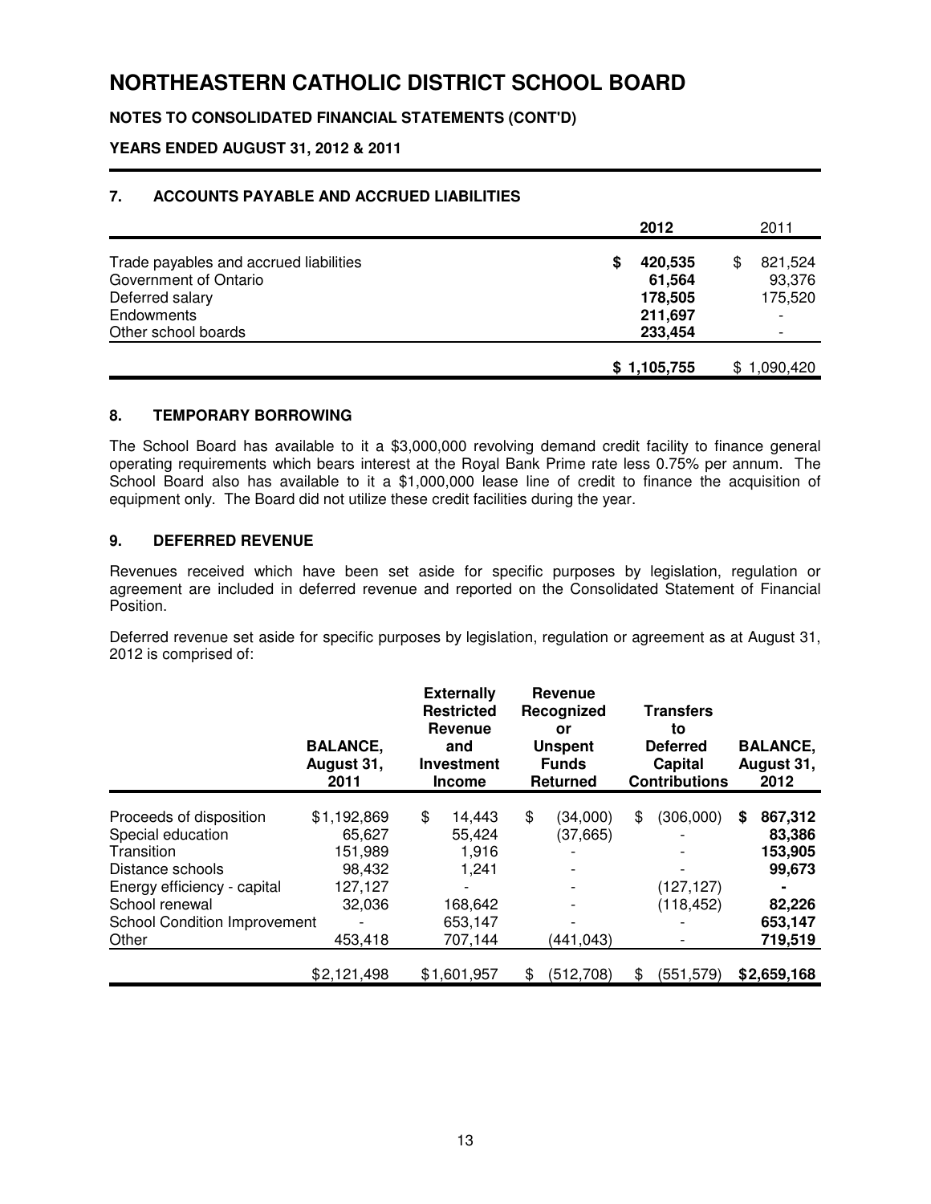# NORTHEASTERN CATHOLIC DISTRICT SCHOOL BOARD

**NOTES TO CONSOLIDATED FINANCIAL STATEMENTS (CONT'D)**

**YEARS ENDED AUGUST 31, 2012 & 2011**

## 7. ACCOUNTS PAYABLE AND ACCRUED LIABILITIES

| | 2012 | 2011 |
|---|---|---|
| Trade payables and accrued liabilities | $ 420,535 | $ 821,524 |
| Government of Ontario | 61,564 | 93,376 |
| Deferred salary | 178,505 | 175,520 |
| Endowments | 211,697 | - |
| Other school boards | 233,454 | - |
| | **$ 1,105,755** | $ 1,090,420 |

## 8. TEMPORARY BORROWING

The School Board has available to it a $3,000,000 revolving demand credit facility to finance general operating requirements which bears interest at the Royal Bank Prime rate less 0.75% per annum. The School Board also has available to it a $1,000,000 lease line of credit to finance the acquisition of equipment only. The Board did not utilize these credit facilities during the year.

## 9. DEFERRED REVENUE

Revenues received which have been set aside for specific purposes by legislation, regulation or agreement are included in deferred revenue and reported on the Consolidated Statement of Financial Position.

Deferred revenue set aside for specific purposes by legislation, regulation or agreement as at August 31, 2012 is comprised of:

| | BALANCE, August 31, 2011 | Externally Restricted Revenue and Investment Income | Revenue Recognized or Unspent Funds Returned | Transfers to Deferred Capital Contributions | BALANCE, August 31, 2012 |
|---|---|---|---|---|---|
| Proceeds of disposition | $1,192,869 | $ 14,443 | $ (34,000) | $ (306,000) | **$ 867,312** |
| Special education | 65,627 | 55,424 | (37,665) | - | **83,386** |
| Transition | 151,989 | 1,916 | - | - | **153,905** |
| Distance schools | 98,432 | 1,241 | - | - | **99,673** |
| Energy efficiency - capital | 127,127 | - | - | (127,127) | **-** |
| School renewal | 32,036 | 168,642 | - | (118,452) | **82,226** |
| School Condition Improvement | - | 653,147 | - | - | **653,147** |
| Other | 453,418 | 707,144 | (441,043) | - | **719,519** |
| | $2,121,498 | $1,601,957 | $ (512,708) | $ (551,579) | **$2,659,168** |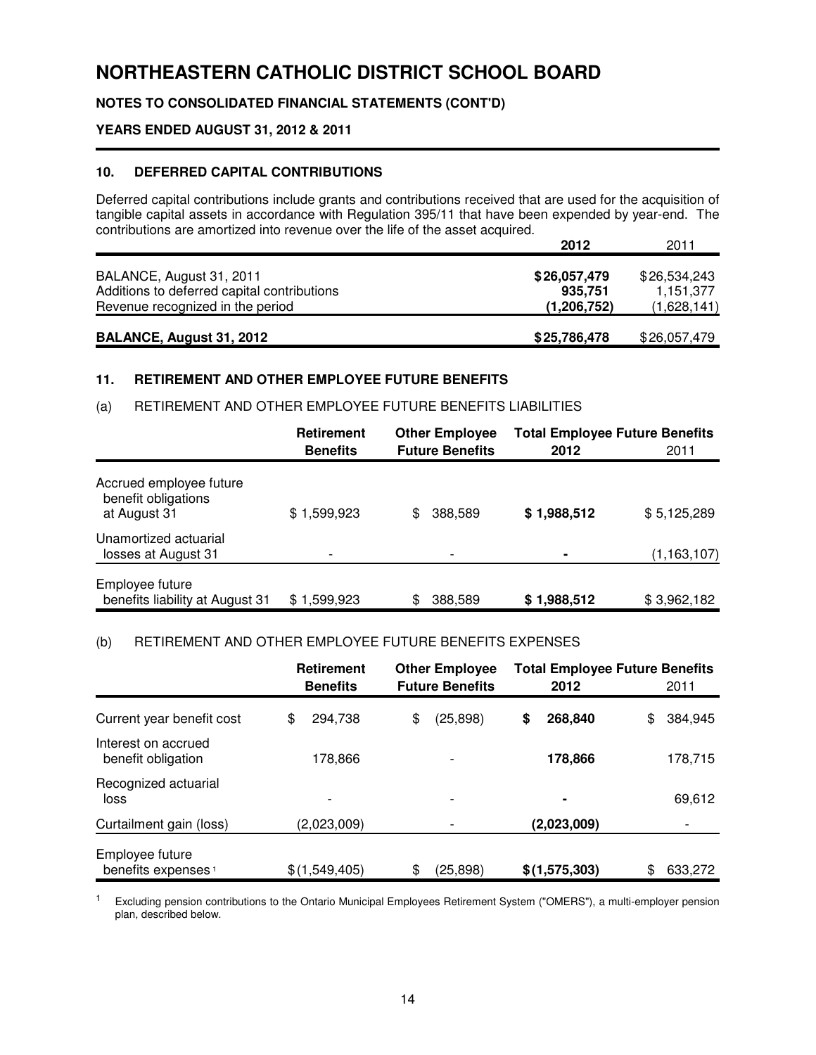# NORTHEASTERN CATHOLIC DISTRICT SCHOOL BOARD

**NOTES TO CONSOLIDATED FINANCIAL STATEMENTS (CONT'D)**

**YEARS ENDED AUGUST 31, 2012 & 2011**

## 10. DEFERRED CAPITAL CONTRIBUTIONS

Deferred capital contributions include grants and contributions received that are used for the acquisition of tangible capital assets in accordance with Regulation 395/11 that have been expended by year-end. The contributions are amortized into revenue over the life of the asset acquired.

| | **2012** | 2011 |
|---|---|---|
| BALANCE, August 31, 2011 | **$26,057,479** | $26,534,243 |
| Additions to deferred capital contributions | **935,751** | 1,151,377 |
| Revenue recognized in the period | **(1,206,752)** | (1,628,141) |
| **BALANCE, August 31, 2012** | **$25,786,478** | $26,057,479 |

## 11. RETIREMENT AND OTHER EMPLOYEE FUTURE BENEFITS

(a) RETIREMENT AND OTHER EMPLOYEE FUTURE BENEFITS LIABILITIES

| | **Retirement Benefits** | **Other Employee Future Benefits** | **Total Employee Future Benefits 2012** | **Total Employee Future Benefits** 2011 |
|---|---|---|---|---|
| Accrued employee future benefit obligations at August 31 | $ 1,599,923 | $ 388,589 | **$ 1,988,512** | $ 5,125,289 |
| Unamortized actuarial losses at August 31 | - | - | **-** | (1,163,107) |
| Employee future benefits liability at August 31 | $ 1,599,923 | $ 388,589 | **$ 1,988,512** | $ 3,962,182 |

(b) RETIREMENT AND OTHER EMPLOYEE FUTURE BENEFITS EXPENSES

| | **Retirement Benefits** | **Other Employee Future Benefits** | **Total Employee Future Benefits 2012** | **Total Employee Future Benefits** 2011 |
|---|---|---|---|---|
| Current year benefit cost | $ 294,738 | $ (25,898) | **$ 268,840** | $ 384,945 |
| Interest on accrued benefit obligation | 178,866 | - | **178,866** | 178,715 |
| Recognized actuarial loss | - | - | **-** | 69,612 |
| Curtailment gain (loss) | (2,023,009) | - | **(2,023,009)** | - |
| Employee future benefits expenses [1] | $ (1,549,405) | $ (25,898) | **$ (1,575,303)** | $ 633,272 |

[1] Excluding pension contributions to the Ontario Municipal Employees Retirement System ("OMERS"), a multi-employer pension plan, described below.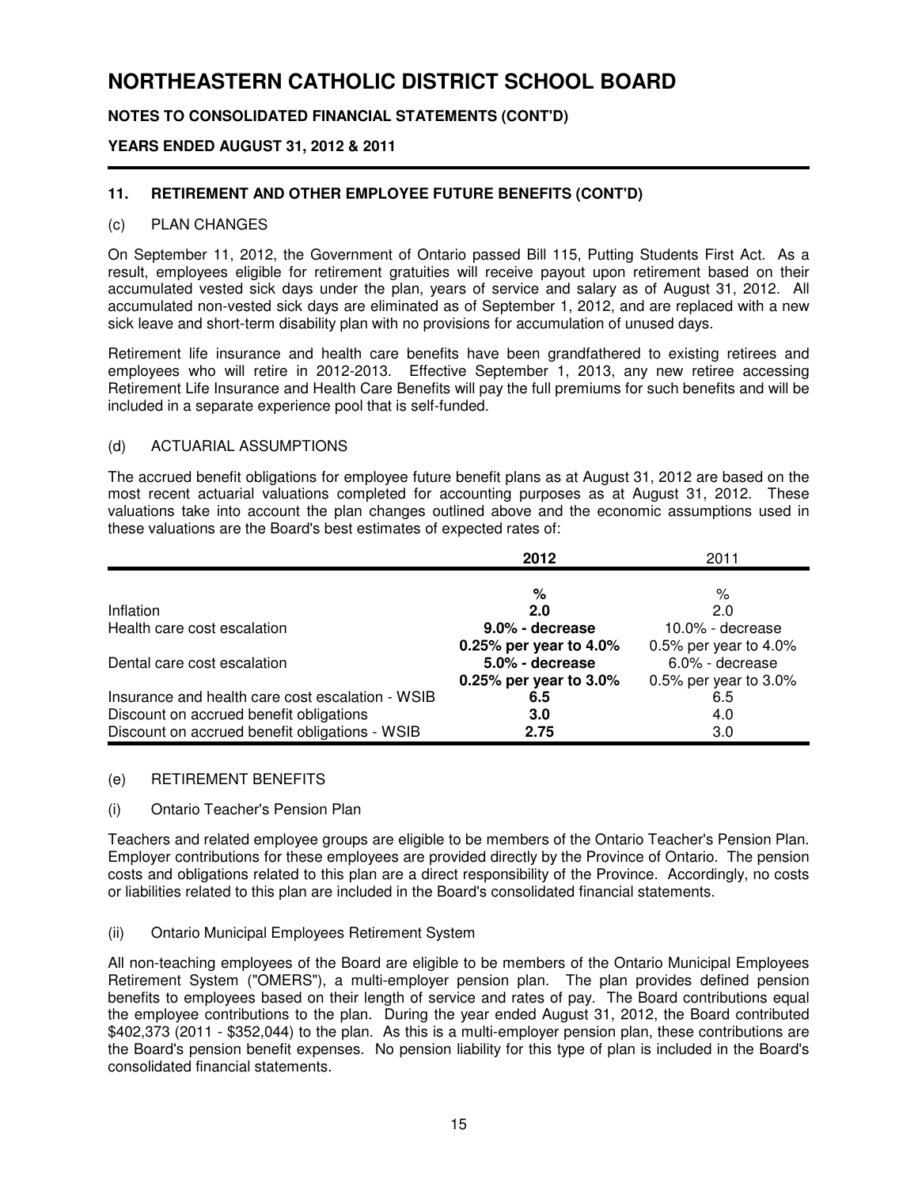# NORTHEASTERN CATHOLIC DISTRICT SCHOOL BOARD

**NOTES TO CONSOLIDATED FINANCIAL STATEMENTS (CONT'D)**

**YEARS ENDED AUGUST 31, 2012 & 2011**

### 11. RETIREMENT AND OTHER EMPLOYEE FUTURE BENEFITS (CONT'D)

(c) PLAN CHANGES

On September 11, 2012, the Government of Ontario passed Bill 115, Putting Students First Act. As a result, employees eligible for retirement gratuities will receive payout upon retirement based on their accumulated vested sick days under the plan, years of service and salary as of August 31, 2012. All accumulated non-vested sick days are eliminated as of September 1, 2012, and are replaced with a new sick leave and short-term disability plan with no provisions for accumulation of unused days.

Retirement life insurance and health care benefits have been grandfathered to existing retirees and employees who will retire in 2012-2013. Effective September 1, 2013, any new retiree accessing Retirement Life Insurance and Health Care Benefits will pay the full premiums for such benefits and will be included in a separate experience pool that is self-funded.

(d) ACTUARIAL ASSUMPTIONS

The accrued benefit obligations for employee future benefit plans as at August 31, 2012 are based on the most recent actuarial valuations completed for accounting purposes as at August 31, 2012. These valuations take into account the plan changes outlined above and the economic assumptions used in these valuations are the Board's best estimates of expected rates of:

| | **2012** | 2011 |
|---|---|---|
| | **%** | % |
| Inflation | **2.0** | 2.0 |
| Health care cost escalation | **9.0% - decrease 0.25% per year to 4.0%** | 10.0% - decrease 0.5% per year to 4.0% |
| Dental care cost escalation | **5.0% - decrease 0.25% per year to 3.0%** | 6.0% - decrease 0.5% per year to 3.0% |
| Insurance and health care cost escalation - WSIB | **6.5** | 6.5 |
| Discount on accrued benefit obligations | **3.0** | 4.0 |
| Discount on accrued benefit obligations - WSIB | **2.75** | 3.0 |

(e) RETIREMENT BENEFITS

(i) Ontario Teacher's Pension Plan

Teachers and related employee groups are eligible to be members of the Ontario Teacher's Pension Plan. Employer contributions for these employees are provided directly by the Province of Ontario. The pension costs and obligations related to this plan are a direct responsibility of the Province. Accordingly, no costs or liabilities related to this plan are included in the Board's consolidated financial statements.

(ii) Ontario Municipal Employees Retirement System

All non-teaching employees of the Board are eligible to be members of the Ontario Municipal Employees Retirement System ("OMERS"), a multi-employer pension plan. The plan provides defined pension benefits to employees based on their length of service and rates of pay. The Board contributions equal the employee contributions to the plan. During the year ended August 31, 2012, the Board contributed $402,373 (2011 - $352,044) to the plan. As this is a multi-employer pension plan, these contributions are the Board's pension benefit expenses. No pension liability for this type of plan is included in the Board's consolidated financial statements.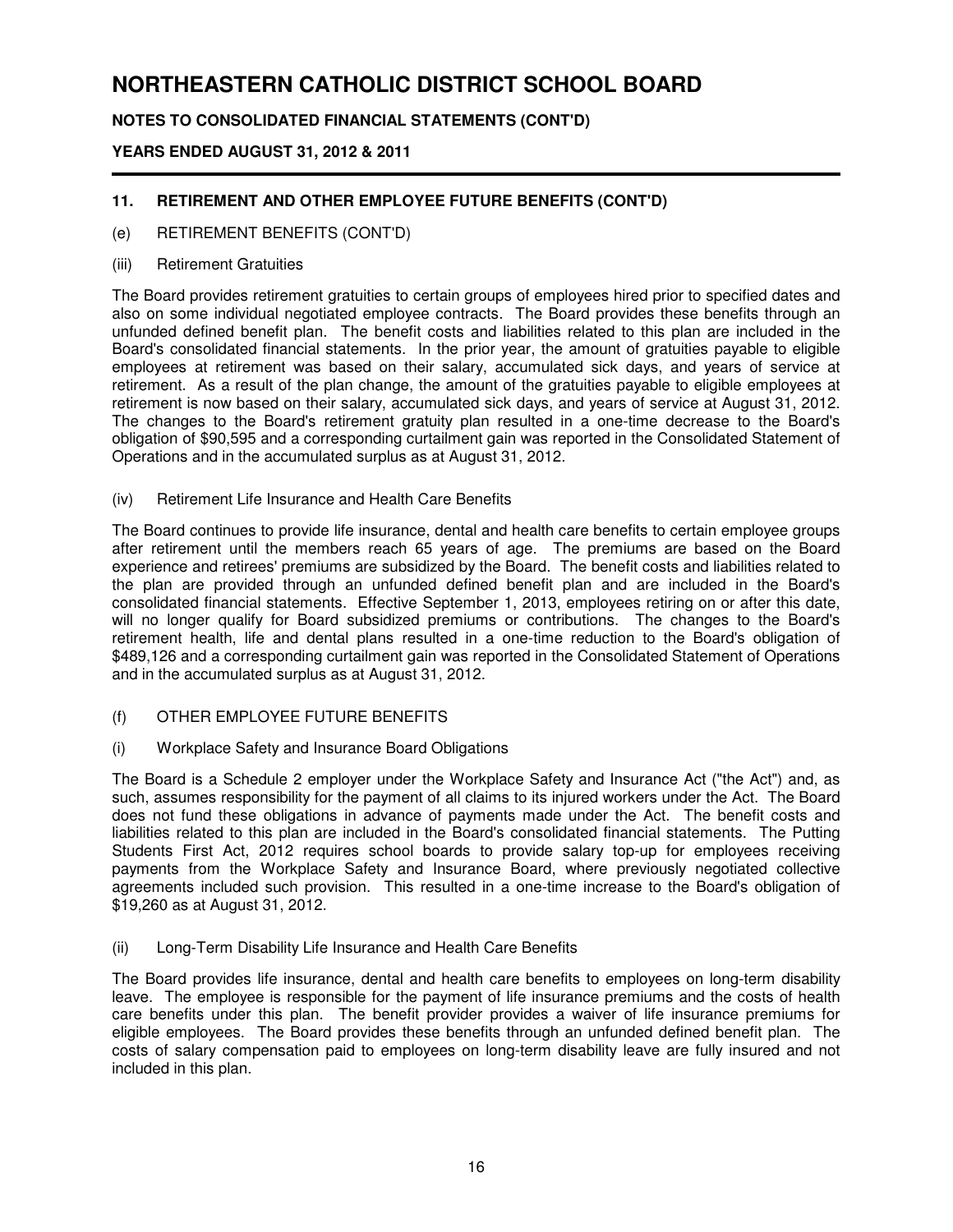# NORTHEASTERN CATHOLIC DISTRICT SCHOOL BOARD

**NOTES TO CONSOLIDATED FINANCIAL STATEMENTS (CONT'D)**

**YEARS ENDED AUGUST 31, 2012 & 2011**

### 11. RETIREMENT AND OTHER EMPLOYEE FUTURE BENEFITS (CONT'D)

(e) RETIREMENT BENEFITS (CONT'D)

(iii) Retirement Gratuities

The Board provides retirement gratuities to certain groups of employees hired prior to specified dates and also on some individual negotiated employee contracts. The Board provides these benefits through an unfunded defined benefit plan. The benefit costs and liabilities related to this plan are included in the Board's consolidated financial statements. In the prior year, the amount of gratuities payable to eligible employees at retirement was based on their salary, accumulated sick days, and years of service at retirement. As a result of the plan change, the amount of the gratuities payable to eligible employees at retirement is now based on their salary, accumulated sick days, and years of service at August 31, 2012. The changes to the Board's retirement gratuity plan resulted in a one-time decrease to the Board's obligation of $90,595 and a corresponding curtailment gain was reported in the Consolidated Statement of Operations and in the accumulated surplus as at August 31, 2012.

(iv) Retirement Life Insurance and Health Care Benefits

The Board continues to provide life insurance, dental and health care benefits to certain employee groups after retirement until the members reach 65 years of age. The premiums are based on the Board experience and retirees' premiums are subsidized by the Board. The benefit costs and liabilities related to the plan are provided through an unfunded defined benefit plan and are included in the Board's consolidated financial statements. Effective September 1, 2013, employees retiring on or after this date, will no longer qualify for Board subsidized premiums or contributions. The changes to the Board's retirement health, life and dental plans resulted in a one-time reduction to the Board's obligation of $489,126 and a corresponding curtailment gain was reported in the Consolidated Statement of Operations and in the accumulated surplus as at August 31, 2012.

(f) OTHER EMPLOYEE FUTURE BENEFITS

(i) Workplace Safety and Insurance Board Obligations

The Board is a Schedule 2 employer under the Workplace Safety and Insurance Act ("the Act") and, as such, assumes responsibility for the payment of all claims to its injured workers under the Act. The Board does not fund these obligations in advance of payments made under the Act. The benefit costs and liabilities related to this plan are included in the Board's consolidated financial statements. The Putting Students First Act, 2012 requires school boards to provide salary top-up for employees receiving payments from the Workplace Safety and Insurance Board, where previously negotiated collective agreements included such provision. This resulted in a one-time increase to the Board's obligation of $19,260 as at August 31, 2012.

(ii) Long-Term Disability Life Insurance and Health Care Benefits

The Board provides life insurance, dental and health care benefits to employees on long-term disability leave. The employee is responsible for the payment of life insurance premiums and the costs of health care benefits under this plan. The benefit provider provides a waiver of life insurance premiums for eligible employees. The Board provides these benefits through an unfunded defined benefit plan. The costs of salary compensation paid to employees on long-term disability leave are fully insured and not included in this plan.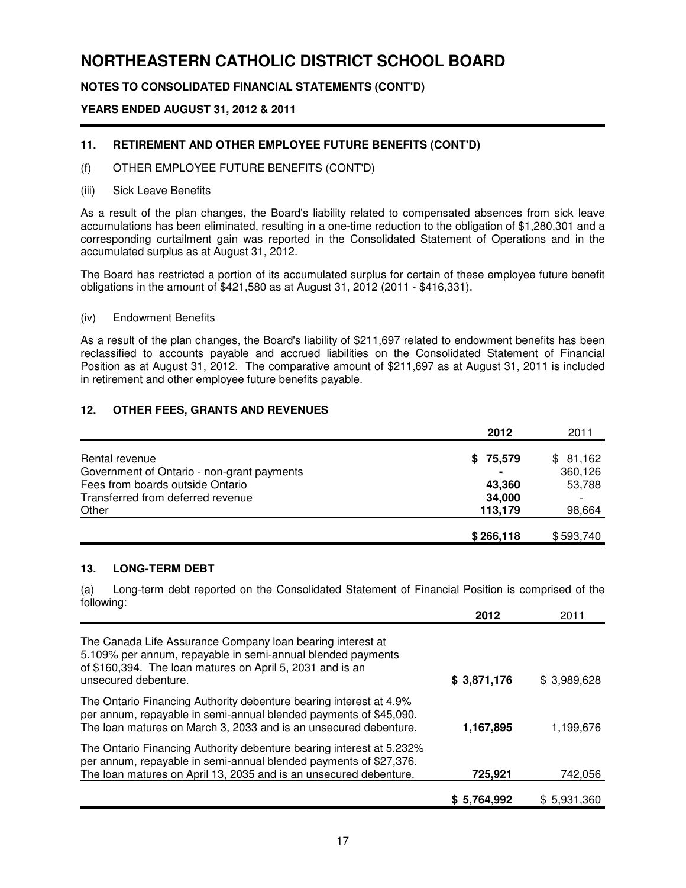# NORTHEASTERN CATHOLIC DISTRICT SCHOOL BOARD

**NOTES TO CONSOLIDATED FINANCIAL STATEMENTS (CONT'D)**

**YEARS ENDED AUGUST 31, 2012 & 2011**

## 11. RETIREMENT AND OTHER EMPLOYEE FUTURE BENEFITS (CONT'D)

(f) OTHER EMPLOYEE FUTURE BENEFITS (CONT'D)

(iii) Sick Leave Benefits

As a result of the plan changes, the Board's liability related to compensated absences from sick leave accumulations has been eliminated, resulting in a one-time reduction to the obligation of $1,280,301 and a corresponding curtailment gain was reported in the Consolidated Statement of Operations and in the accumulated surplus as at August 31, 2012.

The Board has restricted a portion of its accumulated surplus for certain of these employee future benefit obligations in the amount of $421,580 as at August 31, 2012 (2011 - $416,331).

(iv) Endowment Benefits

As a result of the plan changes, the Board's liability of $211,697 related to endowment benefits has been reclassified to accounts payable and accrued liabilities on the Consolidated Statement of Financial Position as at August 31, 2012. The comparative amount of $211,697 as at August 31, 2011 is included in retirement and other employee future benefits payable.

## 12. OTHER FEES, GRANTS AND REVENUES

| | **2012** | 2011 |
|---|---|---|
| Rental revenue | **$ 75,579** | $ 81,162 |
| Government of Ontario - non-grant payments | **-** | 360,126 |
| Fees from boards outside Ontario | **43,360** | 53,788 |
| Transferred from deferred revenue | **34,000** | - |
| Other | **113,179** | 98,664 |
| | **$ 266,118** | $ 593,740 |

## 13. LONG-TERM DEBT

(a) Long-term debt reported on the Consolidated Statement of Financial Position is comprised of the following:

| | **2012** | 2011 |
|---|---|---|
| The Canada Life Assurance Company loan bearing interest at 5.109% per annum, repayable in semi-annual blended payments of $160,394. The loan matures on April 5, 2031 and is an unsecured debenture. | **$ 3,871,176** | $ 3,989,628 |
| The Ontario Financing Authority debenture bearing interest at 4.9% per annum, repayable in semi-annual blended payments of $45,090. The loan matures on March 3, 2033 and is an unsecured debenture. | **1,167,895** | 1,199,676 |
| The Ontario Financing Authority debenture bearing interest at 5.232% per annum, repayable in semi-annual blended payments of $27,376. The loan matures on April 13, 2035 and is an unsecured debenture. | **725,921** | 742,056 |
| | **$ 5,764,992** | $ 5,931,360 |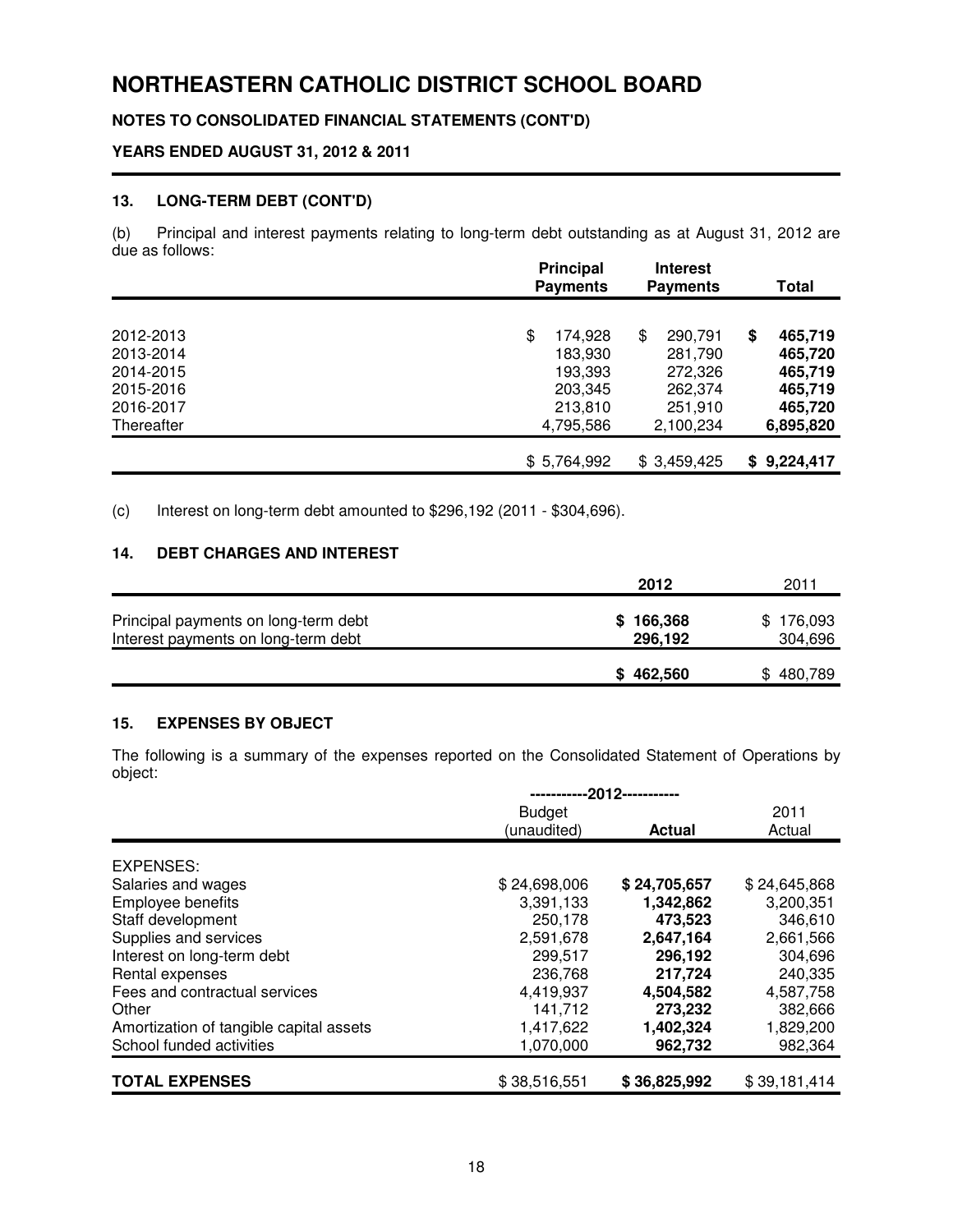# NORTHEASTERN CATHOLIC DISTRICT SCHOOL BOARD

**NOTES TO CONSOLIDATED FINANCIAL STATEMENTS (CONT'D)**

**YEARS ENDED AUGUST 31, 2012 & 2011**

### 13. LONG-TERM DEBT (CONT'D)

(b) Principal and interest payments relating to long-term debt outstanding as at August 31, 2012 are due as follows:

| | Principal Payments | Interest Payments | Total |
|---|---|---|---|
| 2012-2013 | $ 174,928 | $ 290,791 | **$ 465,719** |
| 2013-2014 | 183,930 | 281,790 | **465,720** |
| 2014-2015 | 193,393 | 272,326 | **465,719** |
| 2015-2016 | 203,345 | 262,374 | **465,719** |
| 2016-2017 | 213,810 | 251,910 | **465,720** |
| Thereafter | 4,795,586 | 2,100,234 | **6,895,820** |
| | $ 5,764,992 | $ 3,459,425 | **$ 9,224,417** |

(c) Interest on long-term debt amounted to $296,192 (2011 - $304,696).

### 14. DEBT CHARGES AND INTEREST

| | 2012 | 2011 |
|---|---|---|
| Principal payments on long-term debt | **$ 166,368** | $ 176,093 |
| Interest payments on long-term debt | **296,192** | 304,696 |
| | **$ 462,560** | $ 480,789 |

### 15. EXPENSES BY OBJECT

The following is a summary of the expenses reported on the Consolidated Statement of Operations by object:

| | -----------2012----------- | | |
|---|---|---|---|
| | Budget (unaudited) | **Actual** | 2011 Actual |
| EXPENSES: | | | |
| Salaries and wages | $ 24,698,006 | **$ 24,705,657** | $ 24,645,868 |
| Employee benefits | 3,391,133 | **1,342,862** | 3,200,351 |
| Staff development | 250,178 | **473,523** | 346,610 |
| Supplies and services | 2,591,678 | **2,647,164** | 2,661,566 |
| Interest on long-term debt | 299,517 | **296,192** | 304,696 |
| Rental expenses | 236,768 | **217,724** | 240,335 |
| Fees and contractual services | 4,419,937 | **4,504,582** | 4,587,758 |
| Other | 141,712 | **273,232** | 382,666 |
| Amortization of tangible capital assets | 1,417,622 | **1,402,324** | 1,829,200 |
| School funded activities | 1,070,000 | **962,732** | 982,364 |
| **TOTAL EXPENSES** | $ 38,516,551 | **$ 36,825,992** | $ 39,181,414 |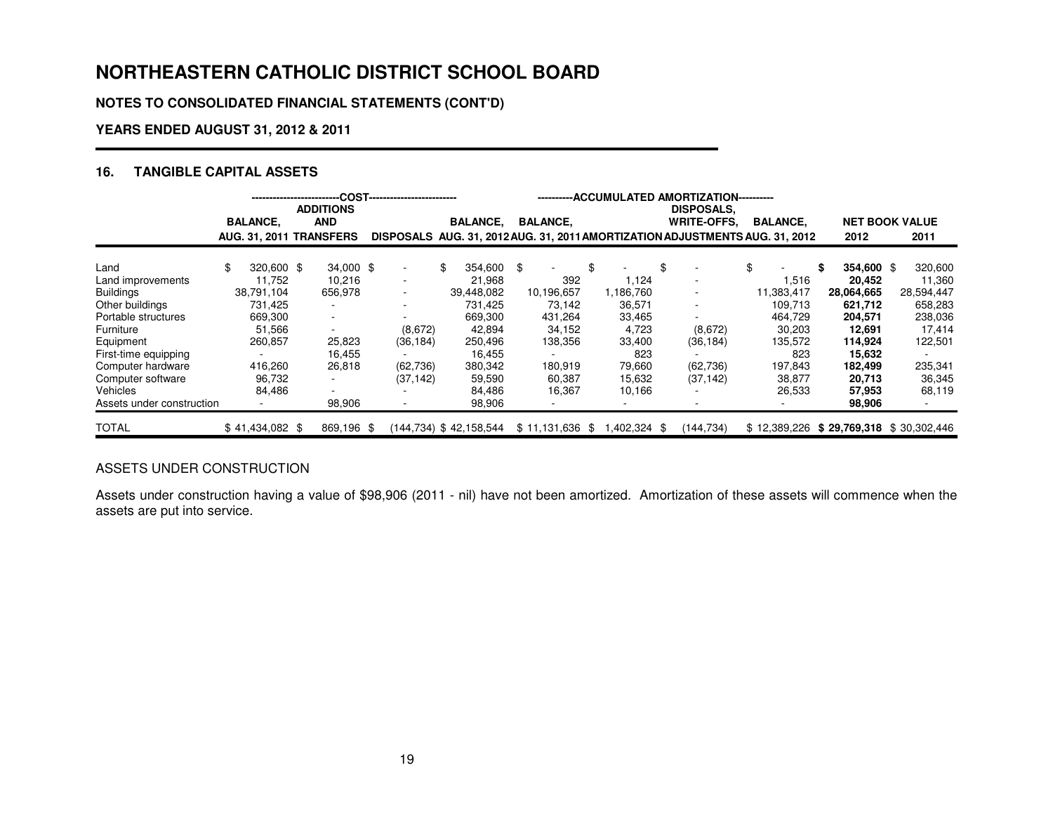# NORTHEASTERN CATHOLIC DISTRICT SCHOOL BOARD

## NOTES TO CONSOLIDATED FINANCIAL STATEMENTS (CONT'D)

## YEARS ENDED AUGUST 31, 2012 & 2011

### 16. TANGIBLE CAPITAL ASSETS

| | COST | | | | ACCUMULATED AMORTIZATION | | | | NET BOOK VALUE | |
|---|---|---|---|---|---|---|---|---|---|---|
| | BALANCE, AUG. 31, 2011 | ADDITIONS AND TRANSFERS | DISPOSALS | BALANCE, AUG. 31, 2012 | BALANCE, AUG. 31, 2011 | AMORTIZATION | DISPOSALS, WRITE-OFFS, ADJUSTMENTS | BALANCE, AUG. 31, 2012 | 2012 | 2011 |
| Land | $ 320,600 | $ 34,000 | $ - | $ 354,600 | $ - | $ - | $ - | $ - | **$ 354,600** | $ 320,600 |
| Land improvements | 11,752 | 10,216 | - | 21,968 | 392 | 1,124 | - | 1,516 | **20,452** | 11,360 |
| Buildings | 38,791,104 | 656,978 | - | 39,448,082 | 10,196,657 | 1,186,760 | - | 11,383,417 | **28,064,665** | 28,594,447 |
| Other buildings | 731,425 | - | - | 731,425 | 73,142 | 36,571 | - | 109,713 | **621,712** | 658,283 |
| Portable structures | 669,300 | - | - | 669,300 | 431,264 | 33,465 | - | 464,729 | **204,571** | 238,036 |
| Furniture | 51,566 | - | (8,672) | 42,894 | 34,152 | 4,723 | (8,672) | 30,203 | **12,691** | 17,414 |
| Equipment | 260,857 | 25,823 | (36,184) | 250,496 | 138,356 | 33,400 | (36,184) | 135,572 | **114,924** | 122,501 |
| First-time equipping | - | 16,455 | - | 16,455 | - | 823 | - | 823 | **15,632** | - |
| Computer hardware | 416,260 | 26,818 | (62,736) | 380,342 | 180,919 | 79,660 | (62,736) | 197,843 | **182,499** | 235,341 |
| Computer software | 96,732 | - | (37,142) | 59,590 | 60,387 | 15,632 | (37,142) | 38,877 | **20,713** | 36,345 |
| Vehicles | 84,486 | - | - | 84,486 | 16,367 | 10,166 | - | 26,533 | **57,953** | 68,119 |
| Assets under construction | - | 98,906 | - | 98,906 | - | - | - | - | **98,906** | - |
| TOTAL | $ 41,434,082 | $ 869,196 | $ (144,734) | $ 42,158,544 | $ 11,131,636 | $ 1,402,324 | $ (144,734) | $ 12,389,226 | **$ 29,769,318** | $ 30,302,446 |

ASSETS UNDER CONSTRUCTION

Assets under construction having a value of $98,906 (2011 - nil) have not been amortized. Amortization of these assets will commence when the assets are put into service.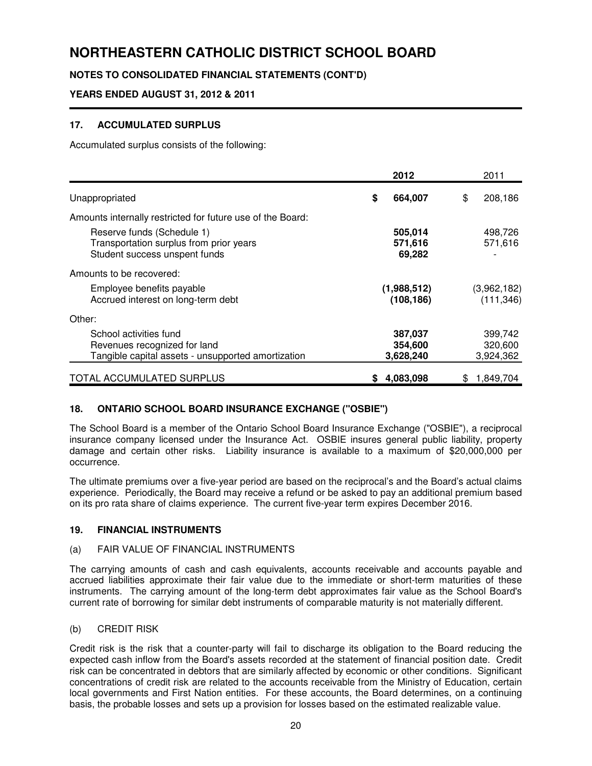# NORTHEASTERN CATHOLIC DISTRICT SCHOOL BOARD

**NOTES TO CONSOLIDATED FINANCIAL STATEMENTS (CONT'D)**

**YEARS ENDED AUGUST 31, 2012 & 2011**

### 17. ACCUMULATED SURPLUS

Accumulated surplus consists of the following:

| | **2012** | 2011 |
|---|---|---|
| Unappropriated | **$ 664,007** | $ 208,186 |
| Amounts internally restricted for future use of the Board: | | |
| Reserve funds (Schedule 1) | **505,014** | 498,726 |
| Transportation surplus from prior years | **571,616** | 571,616 |
| Student success unspent funds | **69,282** | - |
| Amounts to be recovered: | | |
| Employee benefits payable | **(1,988,512)** | (3,962,182) |
| Accrued interest on long-term debt | **(108,186)** | (111,346) |
| Other: | | |
| School activities fund | **387,037** | 399,742 |
| Revenues recognized for land | **354,600** | 320,600 |
| Tangible capital assets - unsupported amortization | **3,628,240** | 3,924,362 |
| TOTAL ACCUMULATED SURPLUS | **$ 4,083,098** | $ 1,849,704 |

### 18. ONTARIO SCHOOL BOARD INSURANCE EXCHANGE ("OSBIE")

The School Board is a member of the Ontario School Board Insurance Exchange ("OSBIE"), a reciprocal insurance company licensed under the Insurance Act. OSBIE insures general public liability, property damage and certain other risks. Liability insurance is available to a maximum of $20,000,000 per occurrence.

The ultimate premiums over a five-year period are based on the reciprocal's and the Board's actual claims experience. Periodically, the Board may receive a refund or be asked to pay an additional premium based on its pro rata share of claims experience. The current five-year term expires December 2016.

### 19. FINANCIAL INSTRUMENTS

(a) FAIR VALUE OF FINANCIAL INSTRUMENTS

The carrying amounts of cash and cash equivalents, accounts receivable and accounts payable and accrued liabilities approximate their fair value due to the immediate or short-term maturities of these instruments. The carrying amount of the long-term debt approximates fair value as the School Board's current rate of borrowing for similar debt instruments of comparable maturity is not materially different.

(b) CREDIT RISK

Credit risk is the risk that a counter-party will fail to discharge its obligation to the Board reducing the expected cash inflow from the Board's assets recorded at the statement of financial position date. Credit risk can be concentrated in debtors that are similarly affected by economic or other conditions. Significant concentrations of credit risk are related to the accounts receivable from the Ministry of Education, certain local governments and First Nation entities. For these accounts, the Board determines, on a continuing basis, the probable losses and sets up a provision for losses based on the estimated realizable value.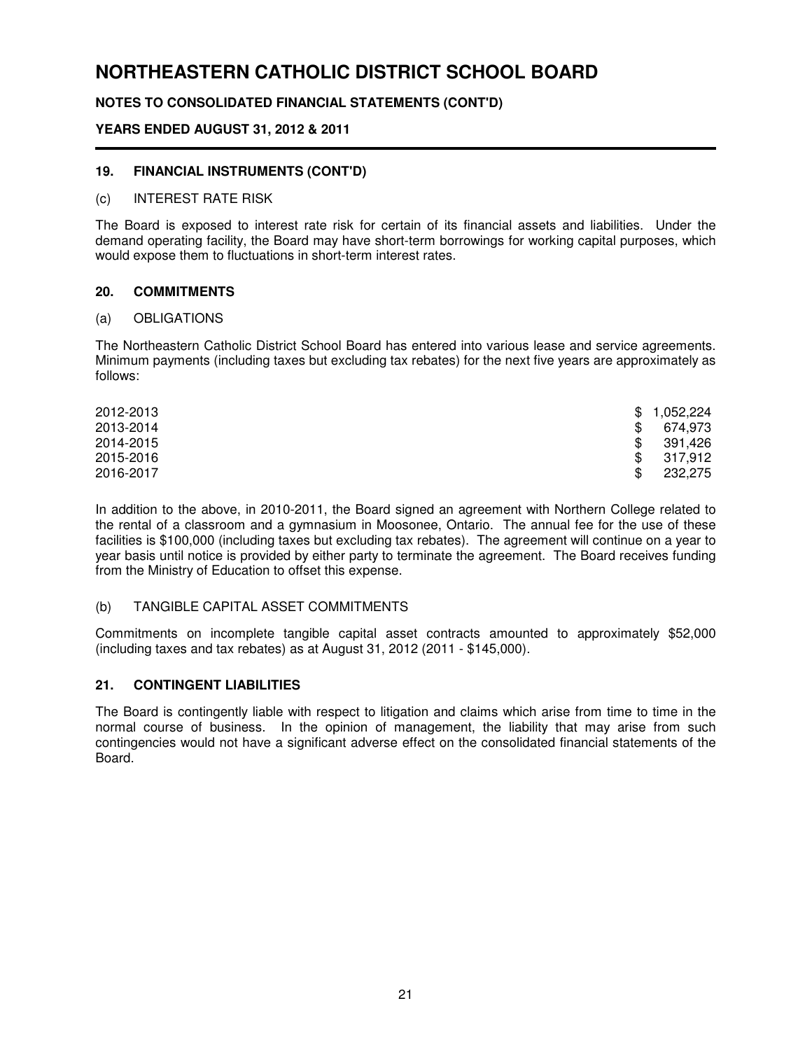# NORTHEASTERN CATHOLIC DISTRICT SCHOOL BOARD

**NOTES TO CONSOLIDATED FINANCIAL STATEMENTS (CONT'D)**

**YEARS ENDED AUGUST 31, 2012 & 2011**

### 19. FINANCIAL INSTRUMENTS (CONT'D)

(c) INTEREST RATE RISK

The Board is exposed to interest rate risk for certain of its financial assets and liabilities. Under the demand operating facility, the Board may have short-term borrowings for working capital purposes, which would expose them to fluctuations in short-term interest rates.

### 20. COMMITMENTS

(a) OBLIGATIONS

The Northeastern Catholic District School Board has entered into various lease and service agreements. Minimum payments (including taxes but excluding tax rebates) for the next five years are approximately as follows:

| | |
|---|---|
| 2012-2013 | $ 1,052,224 |
| 2013-2014 | $ 674,973 |
| 2014-2015 | $ 391,426 |
| 2015-2016 | $ 317,912 |
| 2016-2017 | $ 232,275 |

In addition to the above, in 2010-2011, the Board signed an agreement with Northern College related to the rental of a classroom and a gymnasium in Moosonee, Ontario. The annual fee for the use of these facilities is $100,000 (including taxes but excluding tax rebates). The agreement will continue on a year to year basis until notice is provided by either party to terminate the agreement. The Board receives funding from the Ministry of Education to offset this expense.

(b) TANGIBLE CAPITAL ASSET COMMITMENTS

Commitments on incomplete tangible capital asset contracts amounted to approximately $52,000 (including taxes and tax rebates) as at August 31, 2012 (2011 - $145,000).

### 21. CONTINGENT LIABILITIES

The Board is contingently liable with respect to litigation and claims which arise from time to time in the normal course of business. In the opinion of management, the liability that may arise from such contingencies would not have a significant adverse effect on the consolidated financial statements of the Board.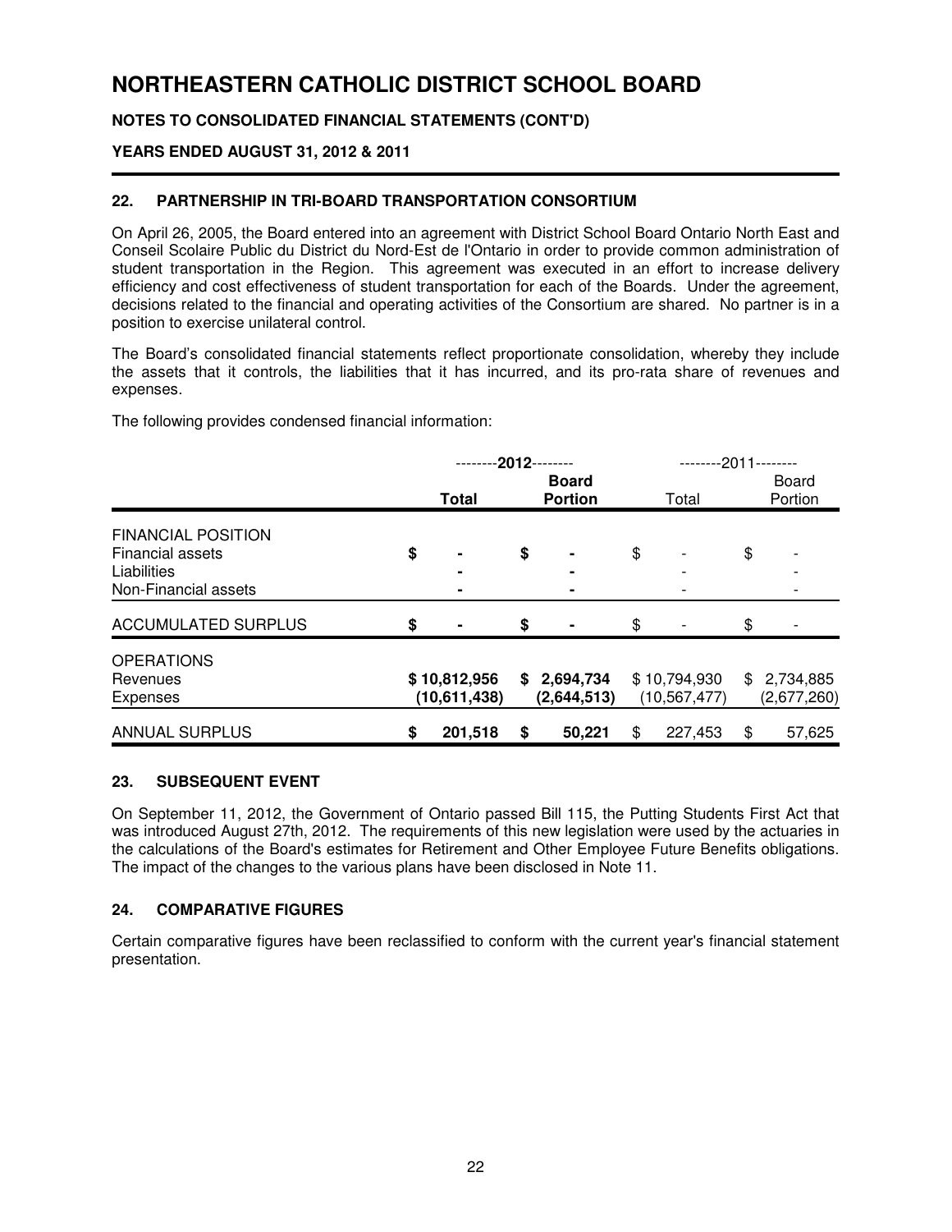# NORTHEASTERN CATHOLIC DISTRICT SCHOOL BOARD

**NOTES TO CONSOLIDATED FINANCIAL STATEMENTS (CONT'D)**

**YEARS ENDED AUGUST 31, 2012 & 2011**

## 22. PARTNERSHIP IN TRI-BOARD TRANSPORTATION CONSORTIUM

On April 26, 2005, the Board entered into an agreement with District School Board Ontario North East and Conseil Scolaire Public du District du Nord-Est de l'Ontario in order to provide common administration of student transportation in the Region. This agreement was executed in an effort to increase delivery efficiency and cost effectiveness of student transportation for each of the Boards. Under the agreement, decisions related to the financial and operating activities of the Consortium are shared. No partner is in a position to exercise unilateral control.

The Board's consolidated financial statements reflect proportionate consolidation, whereby they include the assets that it controls, the liabilities that it has incurred, and its pro-rata share of revenues and expenses.

The following provides condensed financial information:

| | --------**2012**-------- | | --------2011-------- | |
|---|---|---|---|---|
| | **Total** | **Board Portion** | Total | Board Portion |
| FINANCIAL POSITION | | | | |
| Financial assets | **$ -** | **$ -** | $ - | $ - |
| Liabilities | **-** | **-** | - | - |
| Non-Financial assets | **-** | **-** | - | - |
| ACCUMULATED SURPLUS | **$ -** | **$ -** | $ - | $ - |
| OPERATIONS | | | | |
| Revenues | **$ 10,812,956** | **$ 2,694,734** | $ 10,794,930 | $ 2,734,885 |
| Expenses | **(10,611,438)** | **(2,644,513)** | (10,567,477) | (2,677,260) |
| ANNUAL SURPLUS | **$ 201,518** | **$ 50,221** | $ 227,453 | $ 57,625 |

## 23. SUBSEQUENT EVENT

On September 11, 2012, the Government of Ontario passed Bill 115, the Putting Students First Act that was introduced August 27th, 2012. The requirements of this new legislation were used by the actuaries in the calculations of the Board's estimates for Retirement and Other Employee Future Benefits obligations. The impact of the changes to the various plans have been disclosed in Note 11.

## 24. COMPARATIVE FIGURES

Certain comparative figures have been reclassified to conform with the current year's financial statement presentation.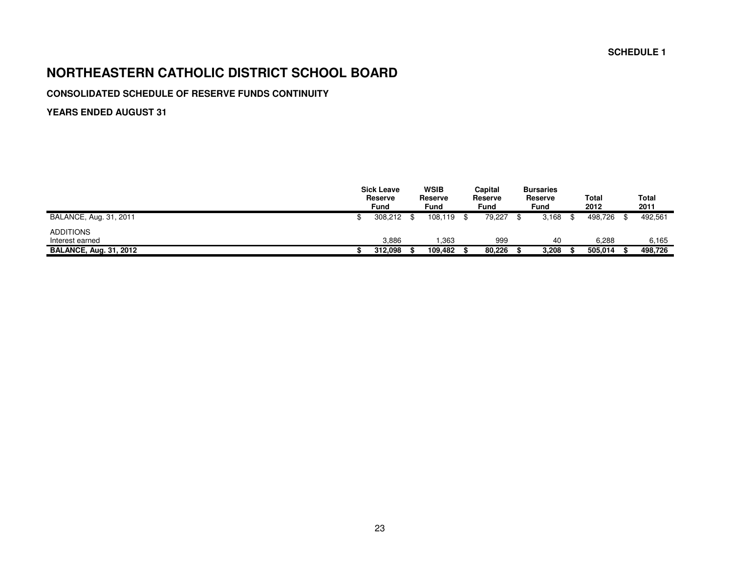SCHEDULE 1

# NORTHEASTERN CATHOLIC DISTRICT SCHOOL BOARD

### CONSOLIDATED SCHEDULE OF RESERVE FUNDS CONTINUITY

### YEARS ENDED AUGUST 31

| | Sick Leave Reserve Fund | WSIB Reserve Fund | Capital Reserve Fund | Bursaries Reserve Fund | Total 2012 | Total 2011 |
|---|---|---|---|---|---|---|
| BALANCE, Aug. 31, 2011 | $ 308,212 | $ 108,119 | $ 79,227 | $ 3,168 | $ 498,726 | $ 492,561 |
| ADDITIONS | | | | | | |
| Interest earned | 3,886 | 1,363 | 999 | 40 | 6,288 | 6,165 |
| **BALANCE, Aug. 31, 2012** | **$ 312,098** | **$ 109,482** | **$ 80,226** | **$ 3,208** | **$ 505,014** | **$ 498,726** |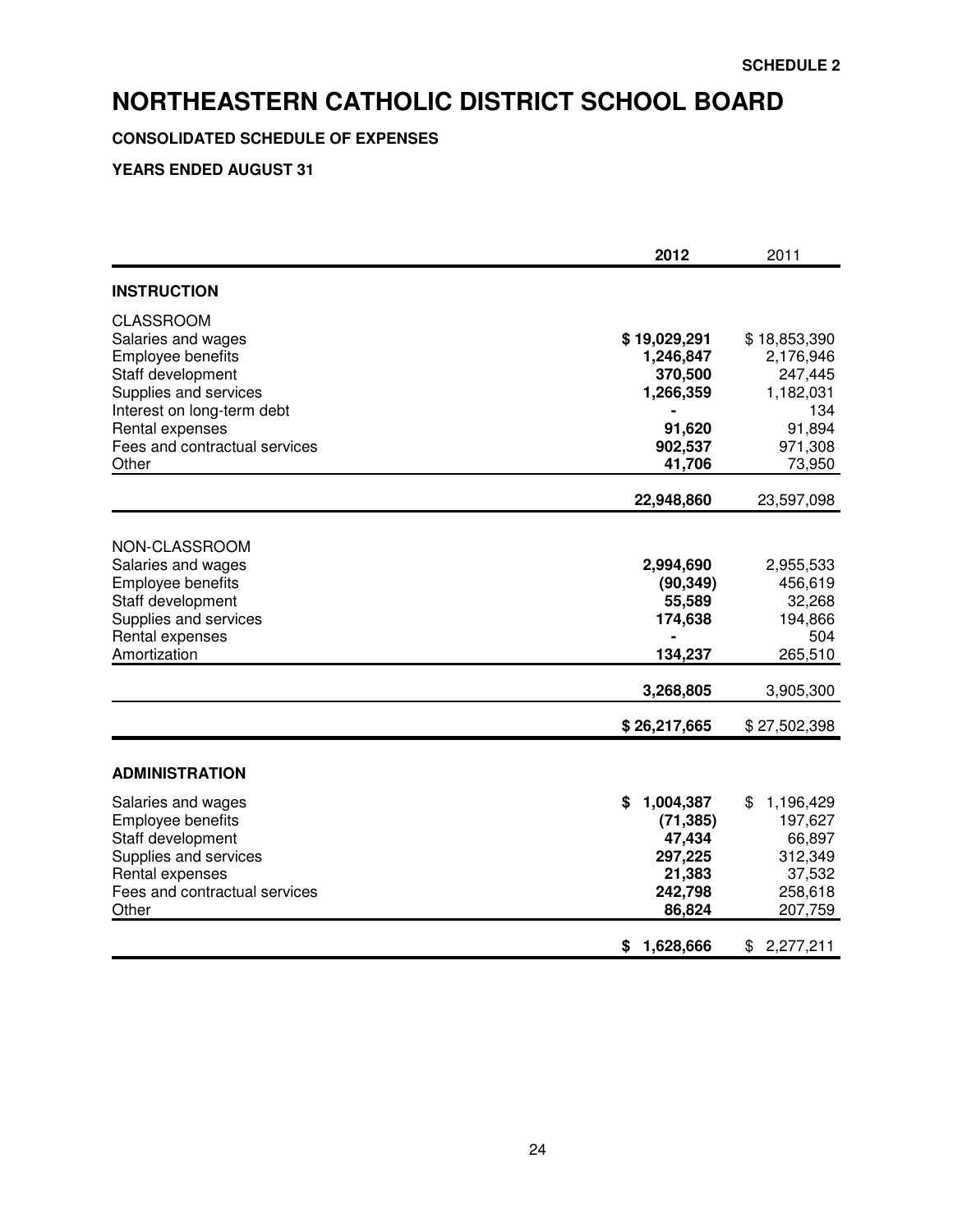SCHEDULE 2

# NORTHEASTERN CATHOLIC DISTRICT SCHOOL BOARD

**CONSOLIDATED SCHEDULE OF EXPENSES**

**YEARS ENDED AUGUST 31**

| | **2012** | 2011 |
|---|---|---|
| **INSTRUCTION** | | |
| CLASSROOM | | |
| Salaries and wages | **$ 19,029,291** | $ 18,853,390 |
| Employee benefits | **1,246,847** | 2,176,946 |
| Staff development | **370,500** | 247,445 |
| Supplies and services | **1,266,359** | 1,182,031 |
| Interest on long-term debt | **-** | 134 |
| Rental expenses | **91,620** | 91,894 |
| Fees and contractual services | **902,537** | 971,308 |
| Other | **41,706** | 73,950 |
| | **22,948,860** | 23,597,098 |
| NON-CLASSROOM | | |
| Salaries and wages | **2,994,690** | 2,955,533 |
| Employee benefits | **(90,349)** | 456,619 |
| Staff development | **55,589** | 32,268 |
| Supplies and services | **174,638** | 194,866 |
| Rental expenses | **-** | 504 |
| Amortization | **134,237** | 265,510 |
| | **3,268,805** | 3,905,300 |
| | **$ 26,217,665** | $ 27,502,398 |
| **ADMINISTRATION** | | |
| Salaries and wages | **$ 1,004,387** | $ 1,196,429 |
| Employee benefits | **(71,385)** | 197,627 |
| Staff development | **47,434** | 66,897 |
| Supplies and services | **297,225** | 312,349 |
| Rental expenses | **21,383** | 37,532 |
| Fees and contractual services | **242,798** | 258,618 |
| Other | **86,824** | 207,759 |
| | **$ 1,628,666** | $ 2,277,211 |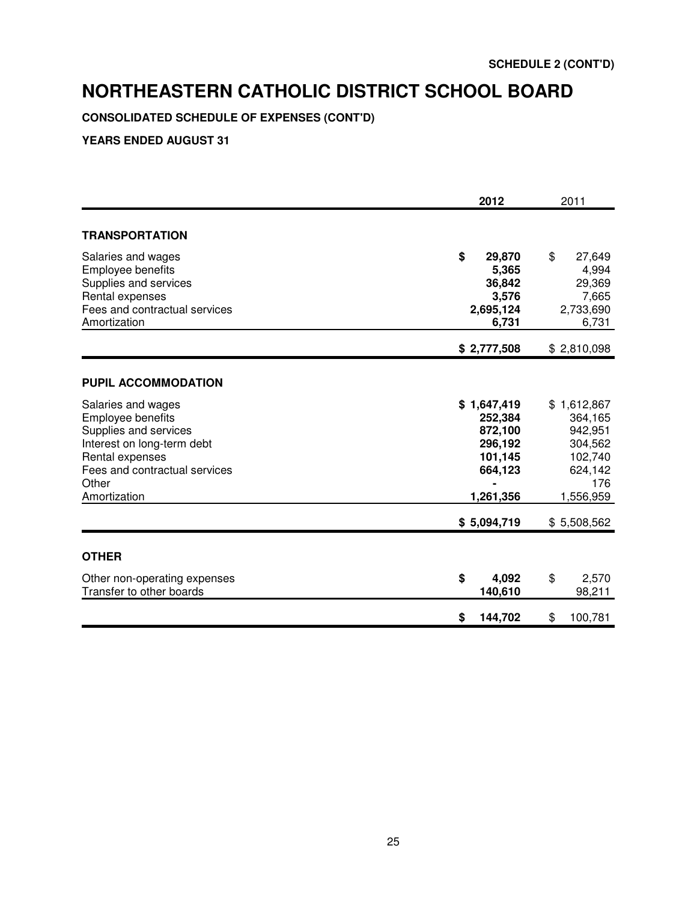SCHEDULE 2 (CONT'D)

# NORTHEASTERN CATHOLIC DISTRICT SCHOOL BOARD

**CONSOLIDATED SCHEDULE OF EXPENSES (CONT'D)**

**YEARS ENDED AUGUST 31**

| | **2012** | 2011 |
|---|---|---|
| **TRANSPORTATION** | | |
| Salaries and wages | **$ 29,870** | $ 27,649 |
| Employee benefits | **5,365** | 4,994 |
| Supplies and services | **36,842** | 29,369 |
| Rental expenses | **3,576** | 7,665 |
| Fees and contractual services | **2,695,124** | 2,733,690 |
| Amortization | **6,731** | 6,731 |
| | **$ 2,777,508** | $ 2,810,098 |
| **PUPIL ACCOMMODATION** | | |
| Salaries and wages | **$ 1,647,419** | $ 1,612,867 |
| Employee benefits | **252,384** | 364,165 |
| Supplies and services | **872,100** | 942,951 |
| Interest on long-term debt | **296,192** | 304,562 |
| Rental expenses | **101,145** | 102,740 |
| Fees and contractual services | **664,123** | 624,142 |
| Other | **-** | 176 |
| Amortization | **1,261,356** | 1,556,959 |
| | **$ 5,094,719** | $ 5,508,562 |
| **OTHER** | | |
| Other non-operating expenses | **$ 4,092** | $ 2,570 |
| Transfer to other boards | **140,610** | 98,211 |
| | **$ 144,702** | $ 100,781 |